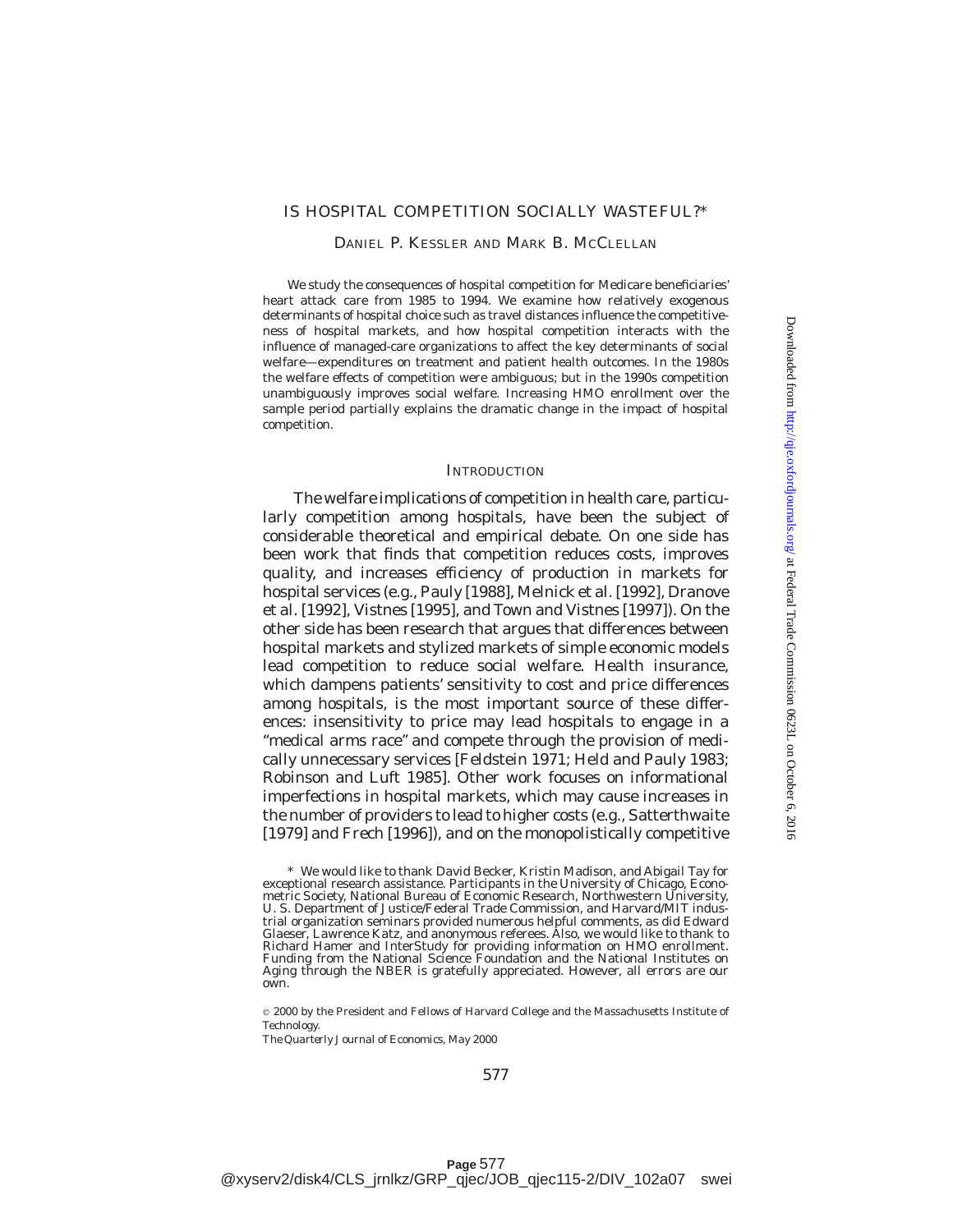# IS HOSPITAL COMPETITION SOCIALLY WASTEFUL?*

DANIEL P. KESSLER AND MARK B. MCCLELLAN

We study the consequences of hospital competition for Medicare beneficiaries' heart attack care from 1985 to 1994. We examine how relatively exogenous determinants of hospital choice such as travel distances influence the competitiveness of hospital markets, and how hospital competition interacts with the influence of managed-care organizations to affect the key determinants of social welfare—expenditures on treatment and patient health outcomes. In the 1980s the welfare effects of competition were ambiguous; but in the 1990s competition unambiguously improves social welfare. Increasing HMO enrollment over the sample period partially explains the dramatic change in the impact of hospital competition.

## INTRODUCTION

The welfare implications of competition in health care, particularly competition among hospitals, have been the subject of considerable theoretical and empirical debate. On one side has been work that finds that competition reduces costs, improves quality, and increases efficiency of production in markets for hospital services (e.g., Pauly [1988], Melnick et al. [1992], Dranove et al. [1992], Vistnes [1995], and Town and Vistnes [1997]). On the other side has been research that argues that differences between hospital markets and stylized markets of simple economic models lead competition to reduce social welfare. Health insurance, which dampens patients' sensitivity to cost and price differences among hospitals, is the most important source of these differences: insensitivity to price may lead hospitals to engage in a "medical arms race" and compete through the provision of medically unnecessary services [Feldstein 1971; Held and Pauly 1983; Robinson and Luft 1985]. Other work focuses on informational imperfections in hospital markets, which may cause increases in the number of providers to lead to higher costs (e.g., Satterthwaite [1979] and Frech [1996]), and on the monopolistically competitive

\* We would like to thank David Becker, Kristin Madison, and Abigail Tay for exceptional research assistance. Participants in the University of Chicago, Econometric Society, National Bureau of Economic Research, Northwestern University, U. S. Department of Justice/Federal Trade Commission, and Harvard/MIT industrial organization seminars provided numerous helpful comments, as did Edward Glaeser, Lawrence Katz, and anonymous referees. Also, we would like to thank to Richard Hamer and InterStudy for providing information on HMO enrollment. Funding from the National Science Foundation and the National Institutes on Aging through the NBER is gratefully appreciated. However, all errors are our own.

© 2000 by the President and Fellows of Harvard College and the Massachusetts Institute of Technology.

*The Quarterly Journal of Economics*, May 2000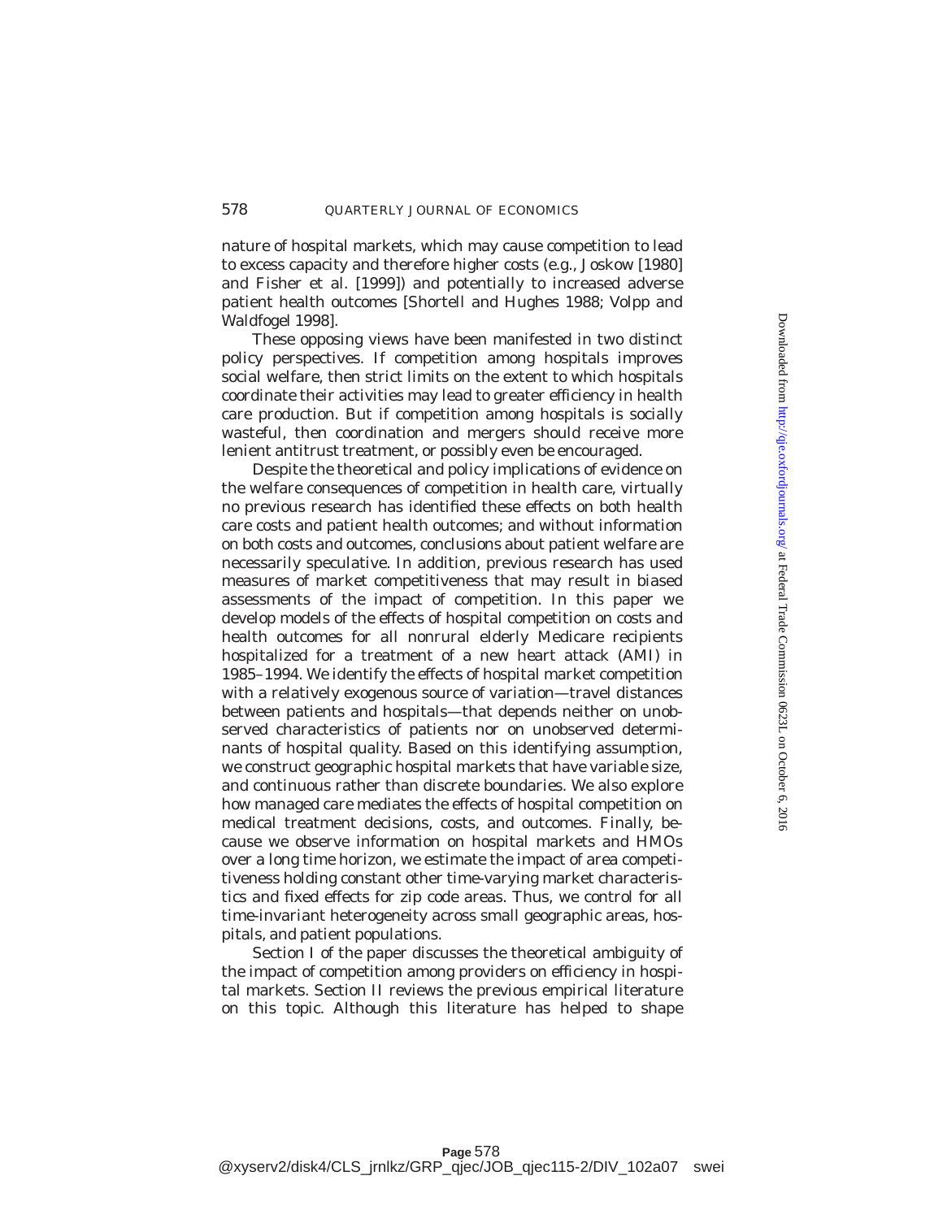nature of hospital markets, which may cause competition to lead to excess capacity and therefore higher costs (e.g., Joskow [1980] and Fisher et al. [1999]) and potentially to increased adverse patient health outcomes [Shortell and Hughes 1988; Volpp and Waldfogel 1998].

These opposing views have been manifested in two distinct policy perspectives. If competition among hospitals improves social welfare, then strict limits on the extent to which hospitals coordinate their activities may lead to greater efficiency in health care production. But if competition among hospitals is socially wasteful, then coordination and mergers should receive more lenient antitrust treatment, or possibly even be encouraged.

Despite the theoretical and policy implications of evidence on the welfare consequences of competition in health care, virtually no previous research has identified these effects on both health care costs and patient health outcomes; and without information on both costs and outcomes, conclusions about patient welfare are necessarily speculative. In addition, previous research has used measures of market competitiveness that may result in biased assessments of the impact of competition. In this paper we develop models of the effects of hospital competition on costs and health outcomes for all nonrural elderly Medicare recipients hospitalized for a treatment of a new heart attack (AMI) in 1985–1994. We identify the effects of hospital market competition with a relatively exogenous source of variation—travel distances between patients and hospitals—that depends neither on unobserved characteristics of patients nor on unobserved determinants of hospital quality. Based on this identifying assumption, we construct geographic hospital markets that have variable size, and continuous rather than discrete boundaries. We also explore how managed care mediates the effects of hospital competition on medical treatment decisions, costs, and outcomes. Finally, because we observe information on hospital markets and HMOs over a long time horizon, we estimate the impact of area competitiveness holding constant other time-varying market characteristics and fixed effects for zip code areas. Thus, we control for all time-invariant heterogeneity across small geographic areas, hospitals, and patient populations.

Section I of the paper discusses the theoretical ambiguity of the impact of competition among providers on efficiency in hospital markets. Section II reviews the previous empirical literature on this topic. Although this literature has helped to shape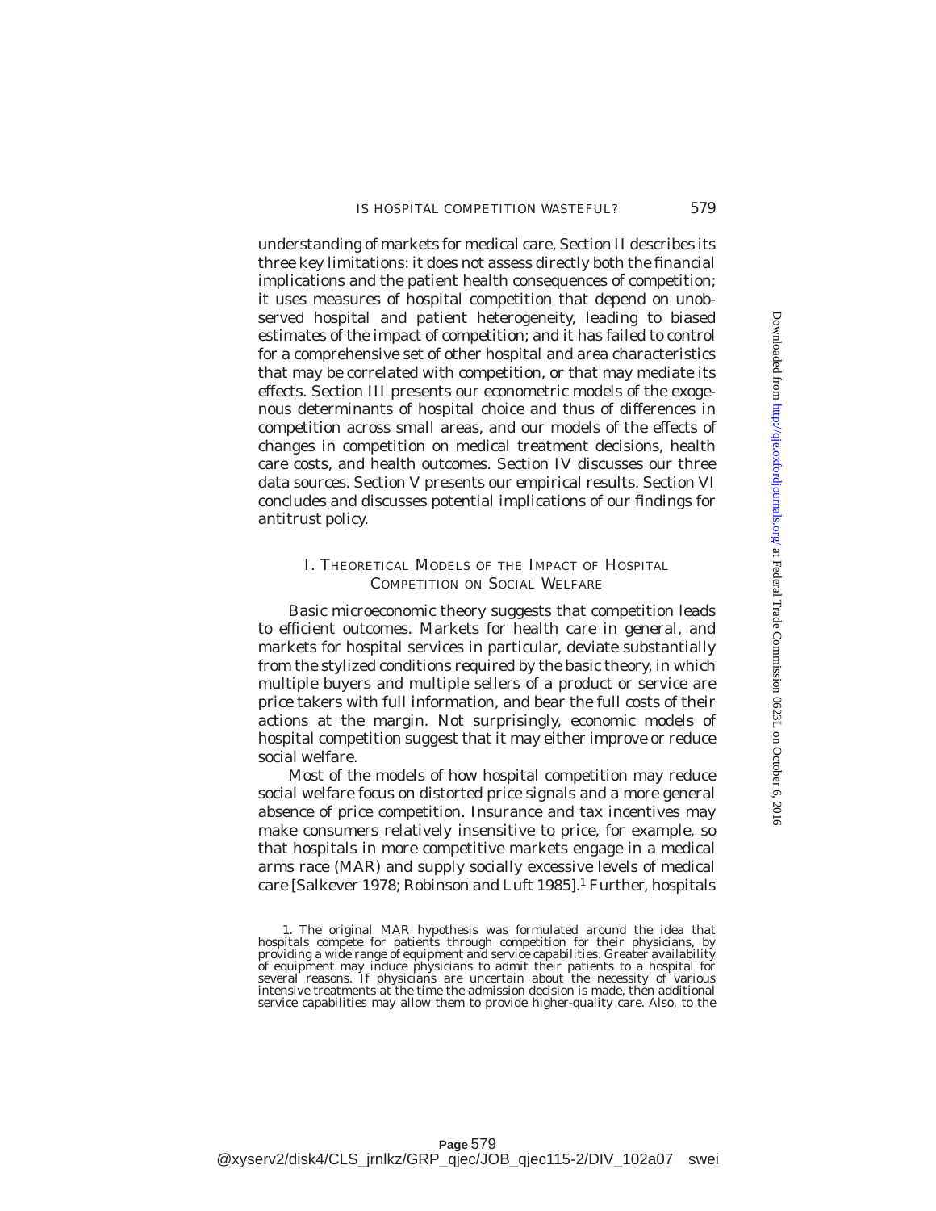understanding of markets for medical care, Section II describes its three key limitations: it does not assess directly both the financial implications and the patient health consequences of competition; it uses measures of hospital competition that depend on unobserved hospital and patient heterogeneity, leading to biased estimates of the impact of competition; and it has failed to control for a comprehensive set of other hospital and area characteristics that may be correlated with competition, or that may mediate its effects. Section III presents our econometric models of the exogenous determinants of hospital choice and thus of differences in competition across small areas, and our models of the effects of changes in competition on medical treatment decisions, health care costs, and health outcomes. Section IV discusses our three data sources. Section V presents our empirical results. Section VI concludes and discusses potential implications of our findings for antitrust policy.

## I. Theoretical Models of the Impact of Hospital Competition on Social Welfare

Basic microeconomic theory suggests that competition leads to efficient outcomes. Markets for health care in general, and markets for hospital services in particular, deviate substantially from the stylized conditions required by the basic theory, in which multiple buyers and multiple sellers of a product or service are price takers with full information, and bear the full costs of their actions at the margin. Not surprisingly, economic models of hospital competition suggest that it may either improve or reduce social welfare.

Most of the models of how hospital competition may reduce social welfare focus on distorted price signals and a more general absence of price competition. Insurance and tax incentives may make consumers relatively insensitive to price, for example, so that hospitals in more competitive markets engage in a medical arms race (MAR) and supply socially excessive levels of medical care [Salkever 1978; Robinson and Luft 1985].[1] Further, hospitals

1. The original MAR hypothesis was formulated around the idea that hospitals compete for patients through competition for their physicians, by providing a wide range of equipment and service capabilities. Greater availability of equipment may induce physicians to admit their patients to a hospital for several reasons. If physicians are uncertain about the necessity of various intensive treatments at the time the admission decision is made, then additional service capabilities may allow them to provide higher-quality care. Also, to the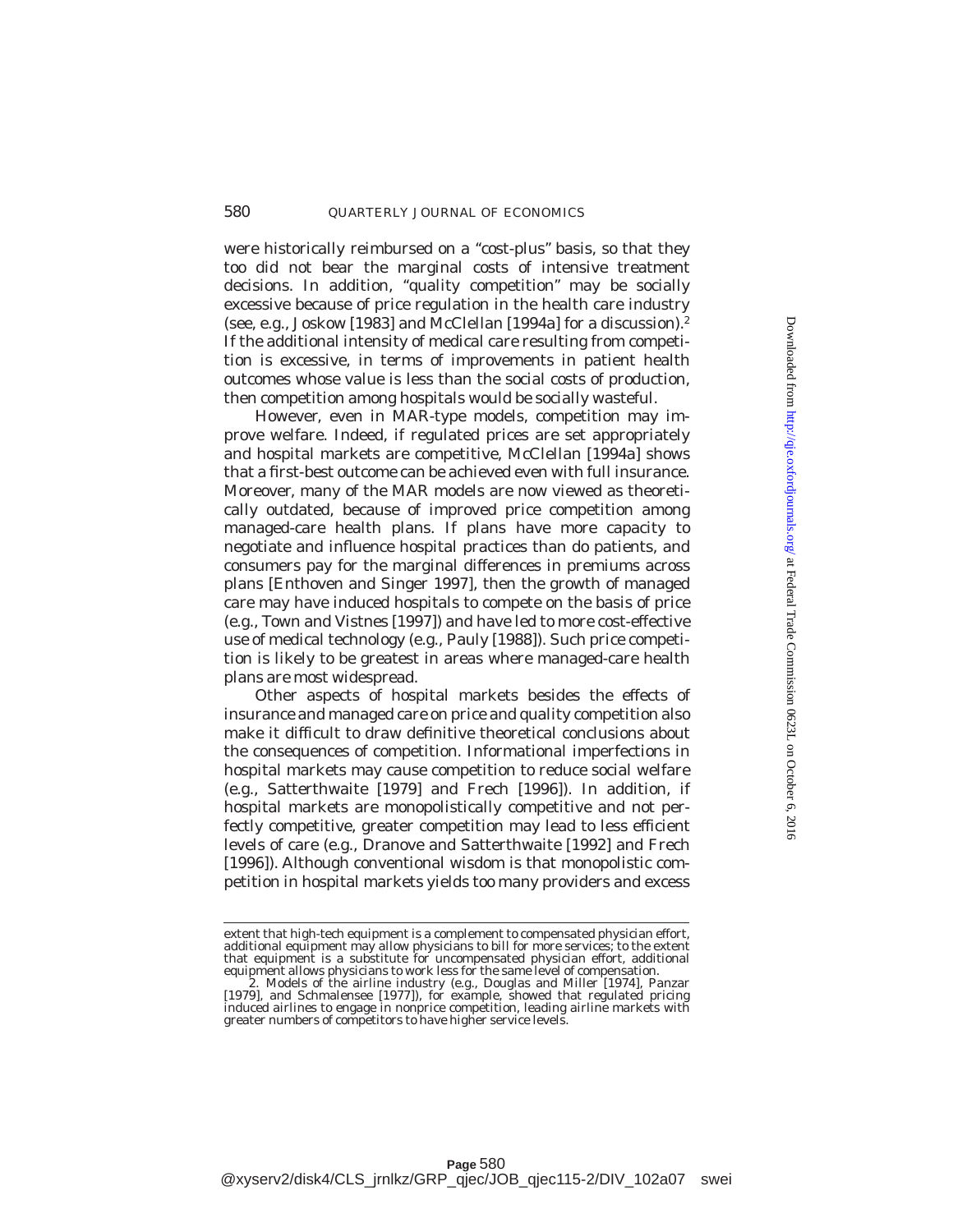were historically reimbursed on a "cost-plus" basis, so that they too did not bear the marginal costs of intensive treatment decisions. In addition, "quality competition" may be socially excessive because of price regulation in the health care industry (see, e.g., Joskow [1983] and McClellan [1994a] for a discussion).[2] If the additional intensity of medical care resulting from competition is excessive, in terms of improvements in patient health outcomes whose value is less than the social costs of production, then competition among hospitals would be socially wasteful.

However, even in MAR-type models, competition may improve welfare. Indeed, if regulated prices are set appropriately and hospital markets are competitive, McClellan [1994a] shows that a first-best outcome can be achieved even with full insurance. Moreover, many of the MAR models are now viewed as theoretically outdated, because of improved price competition among managed-care health plans. If plans have more capacity to negotiate and influence hospital practices than do patients, and consumers pay for the marginal differences in premiums across plans [Enthoven and Singer 1997], then the growth of managed care may have induced hospitals to compete on the basis of price (e.g., Town and Vistnes [1997]) and have led to more cost-effective use of medical technology (e.g., Pauly [1988]). Such price competition is likely to be greatest in areas where managed-care health plans are most widespread.

Other aspects of hospital markets besides the effects of insurance and managed care on price and quality competition also make it difficult to draw definitive theoretical conclusions about the consequences of competition. Informational imperfections in hospital markets may cause competition to reduce social welfare (e.g., Satterthwaite [1979] and Frech [1996]). In addition, if hospital markets are monopolistically competitive and not perfectly competitive, greater competition may lead to less efficient levels of care (e.g., Dranove and Satterthwaite [1992] and Frech [1996]). Although conventional wisdom is that monopolistic competition in hospital markets yields too many providers and excess

---

extent that high-tech equipment is a complement to compensated physician effort, additional equipment may allow physicians to bill for more services; to the extent that equipment is a substitute for uncompensated physician effort, additional equipment allows physicians to work less for the same level of compensation.

2. Models of the airline industry (e.g., Douglas and Miller [1974], Panzar [1979], and Schmalensee [1977]), for example, showed that regulated pricing induced airlines to engage in nonprice competition, leading airline markets with greater numbers of competitors to have higher service levels.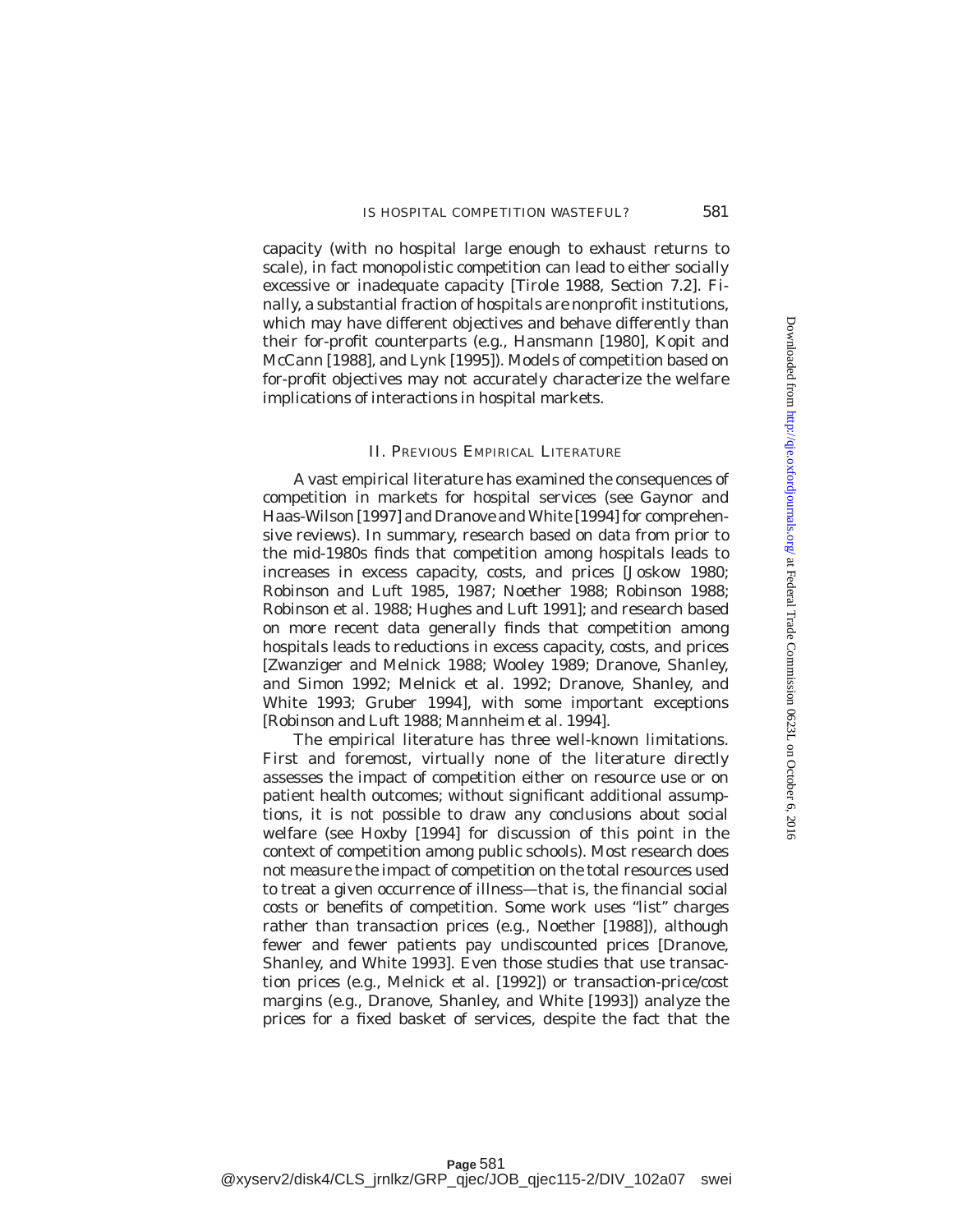capacity (with no hospital large enough to exhaust returns to scale), in fact monopolistic competition can lead to either socially excessive or inadequate capacity [Tirole 1988, Section 7.2]. Finally, a substantial fraction of hospitals are nonprofit institutions, which may have different objectives and behave differently than their for-profit counterparts (e.g., Hansmann [1980], Kopit and McCann [1988], and Lynk [1995]). Models of competition based on for-profit objectives may not accurately characterize the welfare implications of interactions in hospital markets.

## II. Previous Empirical Literature

A vast empirical literature has examined the consequences of competition in markets for hospital services (see Gaynor and Haas-Wilson [1997] and Dranove and White [1994] for comprehensive reviews). In summary, research based on data from prior to the mid-1980s finds that competition among hospitals leads to increases in excess capacity, costs, and prices [Joskow 1980; Robinson and Luft 1985, 1987; Noether 1988; Robinson 1988; Robinson et al. 1988; Hughes and Luft 1991]; and research based on more recent data generally finds that competition among hospitals leads to reductions in excess capacity, costs, and prices [Zwanziger and Melnick 1988; Wooley 1989; Dranove, Shanley, and Simon 1992; Melnick et al. 1992; Dranove, Shanley, and White 1993; Gruber 1994], with some important exceptions [Robinson and Luft 1988; Mannheim et al. 1994].

The empirical literature has three well-known limitations. First and foremost, virtually none of the literature directly assesses the impact of competition either on resource use or on patient health outcomes; without significant additional assumptions, it is not possible to draw any conclusions about social welfare (see Hoxby [1994] for discussion of this point in the context of competition among public schools). Most research does not measure the impact of competition on the total resources used to treat a given occurrence of illness—that is, the financial social costs or benefits of competition. Some work uses "list" charges rather than transaction prices (e.g., Noether [1988]), although fewer and fewer patients pay undiscounted prices [Dranove, Shanley, and White 1993]. Even those studies that use transaction prices (e.g., Melnick et al. [1992]) or transaction-price/cost margins (e.g., Dranove, Shanley, and White [1993]) analyze the prices for a fixed basket of services, despite the fact that the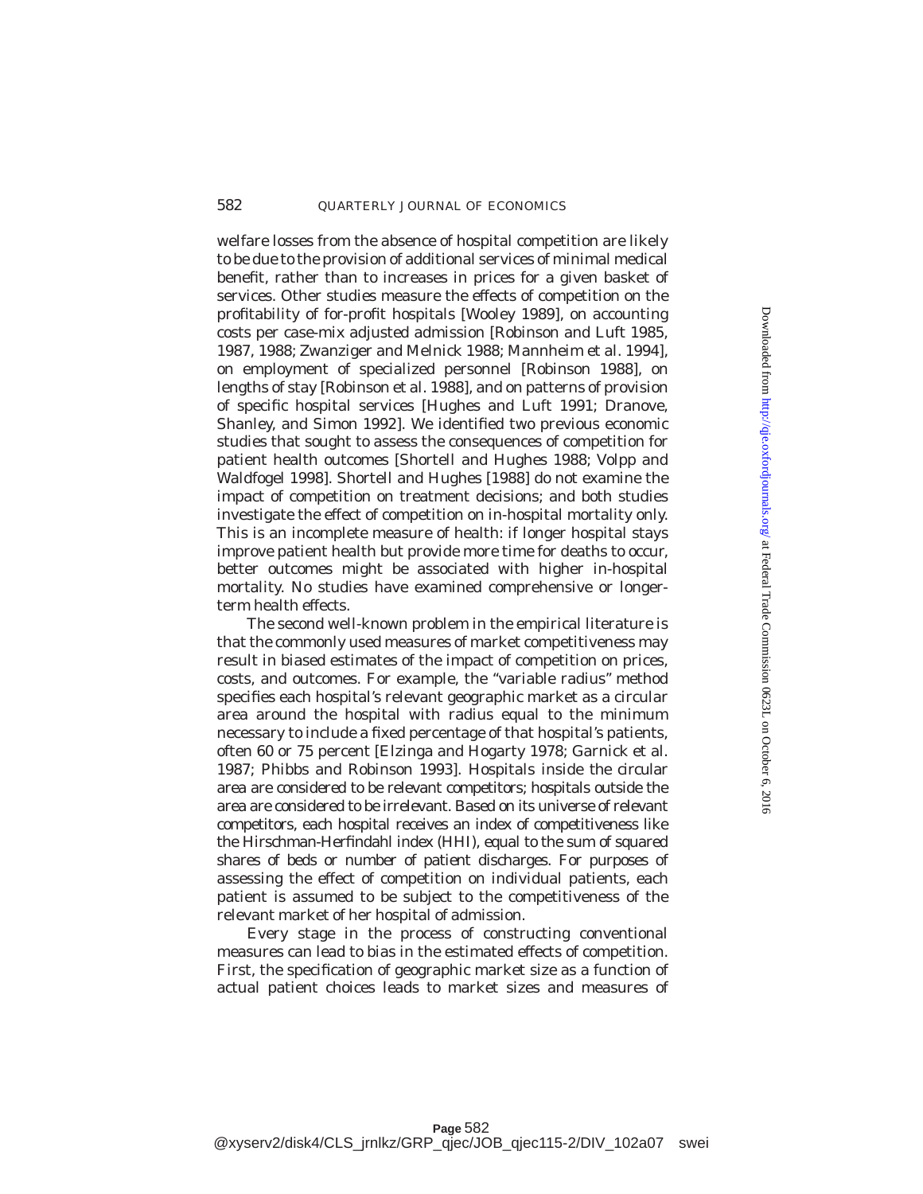welfare losses from the absence of hospital competition are likely to be due to the provision of additional services of minimal medical benefit, rather than to increases in prices for a given basket of services. Other studies measure the effects of competition on the profitability of for-profit hospitals [Wooley 1989], on accounting costs per case-mix adjusted admission [Robinson and Luft 1985, 1987, 1988; Zwanziger and Melnick 1988; Mannheim et al. 1994], on employment of specialized personnel [Robinson 1988], on lengths of stay [Robinson et al. 1988], and on patterns of provision of specific hospital services [Hughes and Luft 1991; Dranove, Shanley, and Simon 1992]. We identified two previous economic studies that sought to assess the consequences of competition for patient health outcomes [Shortell and Hughes 1988; Volpp and Waldfogel 1998]. Shortell and Hughes [1988] do not examine the impact of competition on treatment decisions; and both studies investigate the effect of competition on in-hospital mortality only. This is an incomplete measure of health: if longer hospital stays improve patient health but provide more time for deaths to occur, better outcomes might be associated with higher in-hospital mortality. No studies have examined comprehensive or longer-term health effects.

The second well-known problem in the empirical literature is that the commonly used measures of market competitiveness may result in biased estimates of the impact of competition on prices, costs, and outcomes. For example, the "variable radius" method specifies each hospital's relevant geographic market as a circular area around the hospital with radius equal to the minimum necessary to include a fixed percentage of that hospital's patients, often 60 or 75 percent [Elzinga and Hogarty 1978; Garnick et al. 1987; Phibbs and Robinson 1993]. Hospitals inside the circular area are considered to be relevant competitors; hospitals outside the area are considered to be irrelevant. Based on its universe of relevant competitors, each hospital receives an index of competitiveness like the Hirschman-Herfindahl index (HHI), equal to the sum of squared shares of beds or number of patient discharges. For purposes of assessing the effect of competition on individual patients, each patient is assumed to be subject to the competitiveness of the relevant market of her hospital of admission.

Every stage in the process of constructing conventional measures can lead to bias in the estimated effects of competition. First, the specification of geographic market size as a function of actual patient choices leads to market sizes and measures of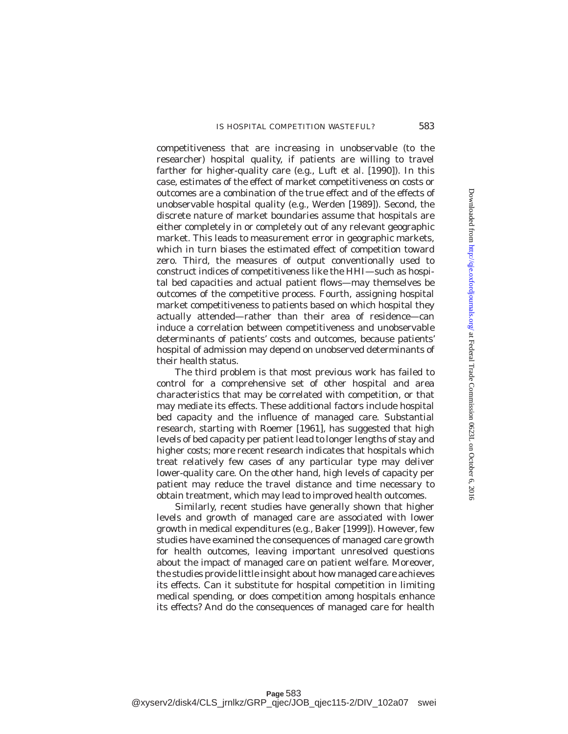competitiveness that are increasing in unobservable (to the researcher) hospital quality, if patients are willing to travel farther for higher-quality care (e.g., Luft et al. [1990]). In this case, estimates of the effect of market competitiveness on costs or outcomes are a combination of the true effect and of the effects of unobservable hospital quality (e.g., Werden [1989]). Second, the discrete nature of market boundaries assume that hospitals are either completely in or completely out of any relevant geographic market. This leads to measurement error in geographic markets, which in turn biases the estimated effect of competition toward zero. Third, the measures of output conventionally used to construct indices of competitiveness like the HHI—such as hospital bed capacities and actual patient flows—may themselves be outcomes of the competitive process. Fourth, assigning hospital market competitiveness to patients based on which hospital they actually attended—rather than their area of residence—can induce a correlation between competitiveness and unobservable determinants of patients' costs and outcomes, because patients' hospital of admission may depend on unobserved determinants of their health status.

The third problem is that most previous work has failed to control for a comprehensive set of other hospital and area characteristics that may be correlated with competition, or that may mediate its effects. These additional factors include hospital bed capacity and the influence of managed care. Substantial research, starting with Roemer [1961], has suggested that high levels of bed capacity per patient lead to longer lengths of stay and higher costs; more recent research indicates that hospitals which treat relatively few cases of any particular type may deliver lower-quality care. On the other hand, high levels of capacity per patient may reduce the travel distance and time necessary to obtain treatment, which may lead to improved health outcomes.

Similarly, recent studies have generally shown that higher levels and growth of managed care are associated with lower growth in medical expenditures (e.g., Baker [1999]). However, few studies have examined the consequences of managed care growth for health outcomes, leaving important unresolved questions about the impact of managed care on patient welfare. Moreover, the studies provide little insight about how managed care achieves its effects. Can it substitute for hospital competition in limiting medical spending, or does competition among hospitals enhance its effects? And do the consequences of managed care for health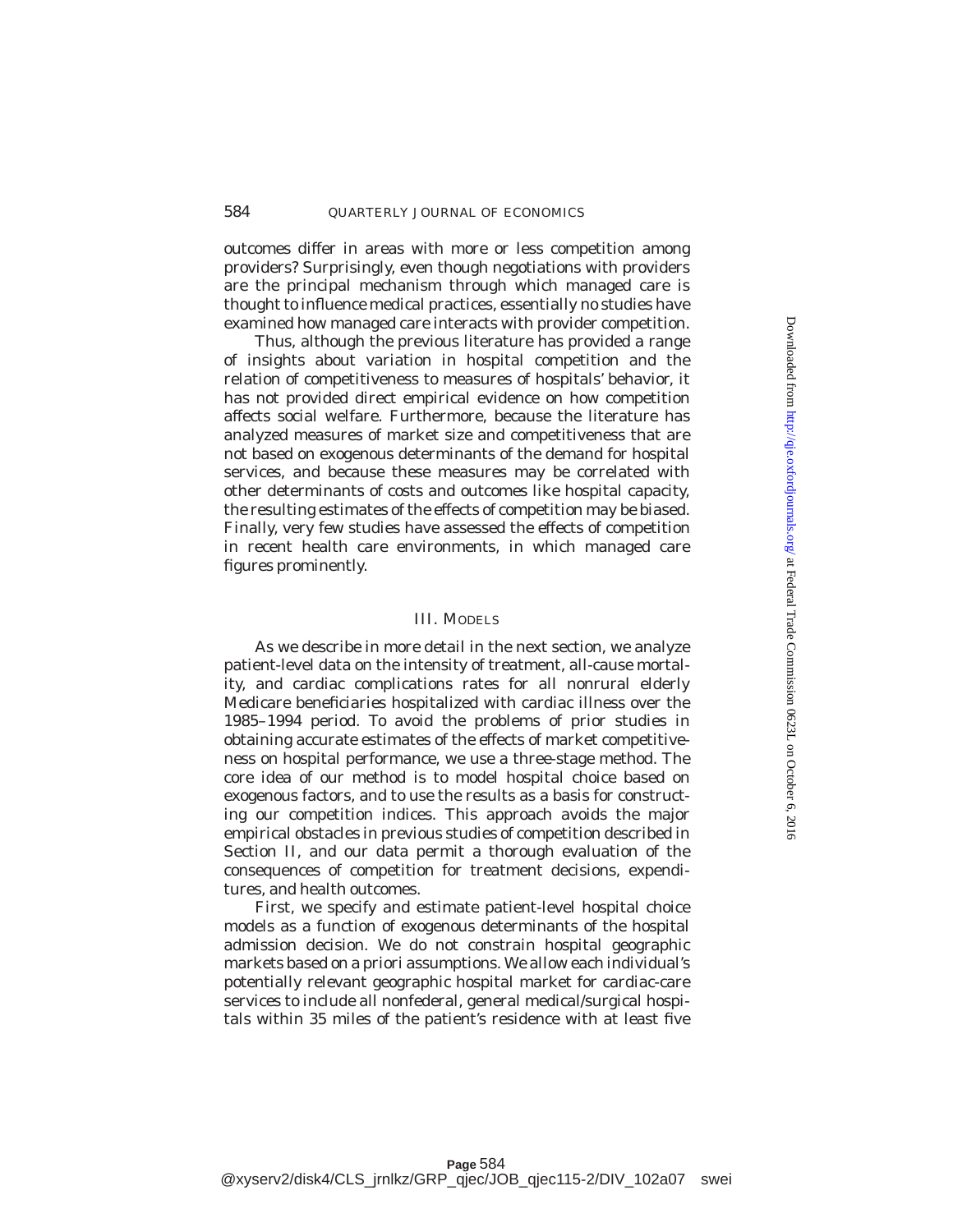outcomes differ in areas with more or less competition among providers? Surprisingly, even though negotiations with providers are the principal mechanism through which managed care is thought to influence medical practices, essentially no studies have examined how managed care interacts with provider competition.

Thus, although the previous literature has provided a range of insights about variation in hospital competition and the relation of competitiveness to measures of hospitals' behavior, it has not provided direct empirical evidence on how competition affects social welfare. Furthermore, because the literature has analyzed measures of market size and competitiveness that are not based on exogenous determinants of the demand for hospital services, and because these measures may be correlated with other determinants of costs and outcomes like hospital capacity, the resulting estimates of the effects of competition may be biased. Finally, very few studies have assessed the effects of competition in recent health care environments, in which managed care figures prominently.

## III. Models

As we describe in more detail in the next section, we analyze patient-level data on the intensity of treatment, all-cause mortality, and cardiac complications rates for all nonrural elderly Medicare beneficiaries hospitalized with cardiac illness over the 1985–1994 period. To avoid the problems of prior studies in obtaining accurate estimates of the effects of market competitiveness on hospital performance, we use a three-stage method. The core idea of our method is to model hospital choice based on exogenous factors, and to use the results as a basis for constructing our competition indices. This approach avoids the major empirical obstacles in previous studies of competition described in Section II, and our data permit a thorough evaluation of the consequences of competition for treatment decisions, expenditures, and health outcomes.

First, we specify and estimate patient-level hospital choice models as a function of exogenous determinants of the hospital admission decision. We do not constrain hospital geographic markets based on a priori assumptions. We allow each individual's potentially relevant geographic hospital market for cardiac-care services to include all nonfederal, general medical/surgical hospitals within 35 miles of the patient's residence with at least five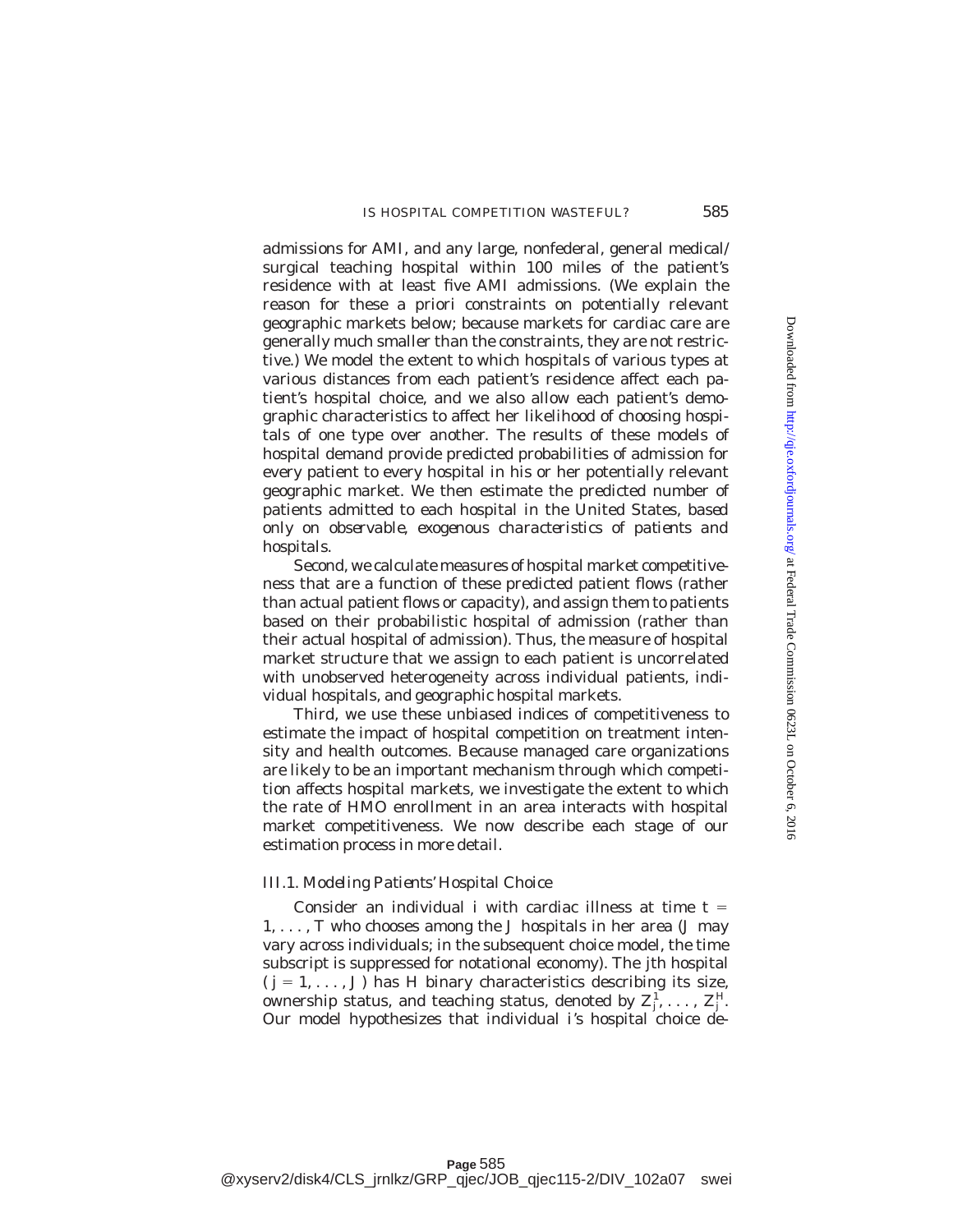admissions for AMI, and any large, nonfederal, general medical/surgical teaching hospital within 100 miles of the patient's residence with at least five AMI admissions. (We explain the reason for these a priori constraints on potentially relevant geographic markets below; because markets for cardiac care are generally much smaller than the constraints, they are not restrictive.) We model the extent to which hospitals of various types at various distances from each patient's residence affect each patient's hospital choice, and we also allow each patient's demographic characteristics to affect her likelihood of choosing hospitals of one type over another. The results of these models of hospital demand provide predicted probabilities of admission for every patient to every hospital in his or her potentially relevant geographic market. We then estimate the predicted number of patients admitted to each hospital in the United States, based *only on observable, exogenous characteristics of patients and hospitals*.

Second, we calculate measures of hospital market competitiveness that are a function of these predicted patient flows (rather than actual patient flows or capacity), and assign them to patients based on their probabilistic hospital of admission (rather than their actual hospital of admission). Thus, the measure of hospital market structure that we assign to each patient is uncorrelated with unobserved heterogeneity across individual patients, individual hospitals, and geographic hospital markets.

Third, we use these unbiased indices of competitiveness to estimate the impact of hospital competition on treatment intensity and health outcomes. Because managed care organizations are likely to be an important mechanism through which competition affects hospital markets, we investigate the extent to which the rate of HMO enrollment in an area interacts with hospital market competitiveness. We now describe each stage of our estimation process in more detail.

### III.1. Modeling Patients' Hospital Choice

Consider an individual $i$ with cardiac illness at time $t = 1, \ldots, T$ who chooses among the $J$ hospitals in her area ($J$ may vary across individuals; in the subsequent choice model, the time subscript is suppressed for notational economy). The $j$th hospital ($j = 1, \ldots, J$) has $H$ binary characteristics describing its size, ownership status, and teaching status, denoted by $Z_j^1, \ldots, Z_j^H$. Our model hypothesizes that individual $i$'s hospital choice de-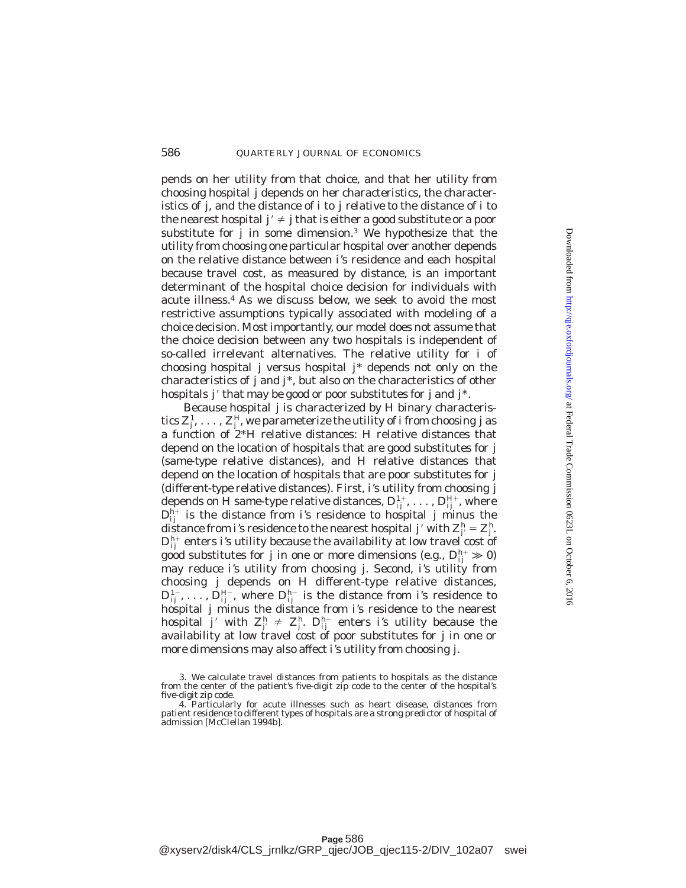pends on her utility from that choice, and that her utility from choosing hospital $j$ depends on her characteristics, the characteristics of $j$, and the distance of $i$ to $j$ *relative* to the distance of $i$ to the nearest hospital $j' \neq j$ that is either a good substitute or a poor substitute for $j$ in some dimension.[3] We hypothesize that the utility from choosing one particular hospital over another depends on the relative distance between $i$'s residence and each hospital because travel cost, as measured by distance, is an important determinant of the hospital choice decision for individuals with acute illness.[4] As we discuss below, we seek to avoid the most restrictive assumptions typically associated with modeling of a choice decision. Most importantly, our model does not assume that the choice decision between any two hospitals is independent of so-called irrelevant alternatives. The relative utility for $i$ of choosing hospital $j$ versus hospital $j^*$ depends not only on the characteristics of $j$ and $j^*$, but also on the characteristics of other hospitals $j'$ that may be good or poor substitutes for $j$ and $j^*$.

Because hospital $j$ is characterized by $H$ binary characteristics $Z_j^1, \ldots, Z_j^H$, we parameterize the utility of $i$ from choosing $j$ as a function of $2^*H$ relative distances: $H$ relative distances that depend on the location of hospitals that are good substitutes for $j$ (same-type relative distances), and $H$ relative distances that depend on the location of hospitals that are poor substitutes for $j$ (different-type relative distances). First, $i$'s utility from choosing $j$ depends on $H$ same-type relative distances, $D_{ij}^{1+}, \ldots, D_{ij}^{H+}$, where $D_{ij}^{h+}$ is the distance from $i$'s residence to hospital $j$ minus the distance from $i$'s residence to the nearest hospital $j'$ with $Z_{j'}^h = Z_j^h$. $D_{ij}^{h+}$ enters $i$'s utility because the availability at low travel cost of good substitutes for $j$ in one or more dimensions (e.g., $D_{ij}^{h+} \gg 0$) may reduce $i$'s utility from choosing $j$. Second, $i$'s utility from choosing $j$ depends on $H$ different-type relative distances, $D_{ij}^{1-}, \ldots, D_{ij}^{H-}$, where $D_{ij}^{h-}$ is the distance from $i$'s residence to hospital $j$ minus the distance from $i$'s residence to the nearest hospital $j'$ with $Z_{j'}^h \neq Z_j^h$. $D_{ij}^{h-}$ enters $i$'s utility because the availability at low travel cost of poor substitutes for $j$ in one or more dimensions may also affect $i$'s utility from choosing $j$.

3. We calculate travel distances from patients to hospitals as the distance from the center of the patient's five-digit zip code to the center of the hospital's five-digit zip code.

4. Particularly for acute illnesses such as heart disease, distances from patient residence to different types of hospitals are a strong predictor of hospital of admission [McClellan 1994b].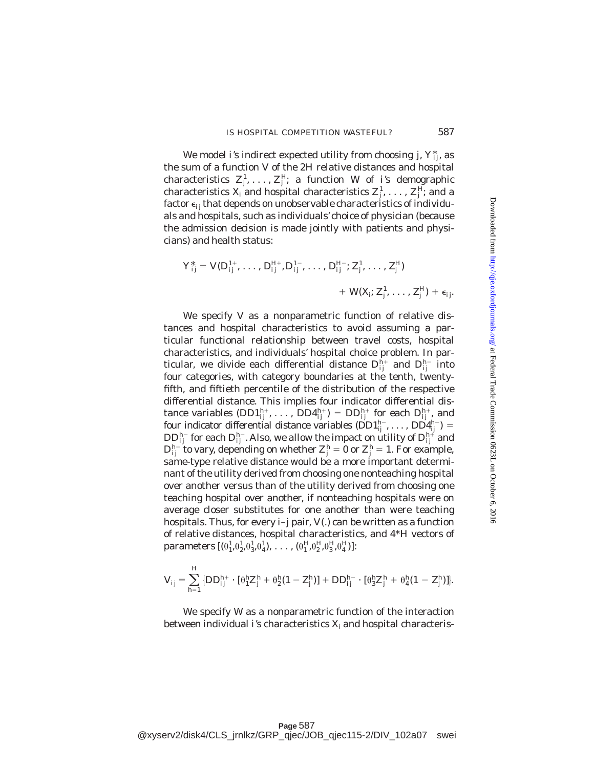We model $i$'s indirect expected utility from choosing $j$, $Y^*_{ij}$, as the sum of a function $V$ of the $2H$ relative distances and hospital characteristics $Z^1_j, \ldots, Z^H_j$; a function $W$ of $i$'s demographic characteristics $X_i$ and hospital characteristics $Z^1_j, \ldots, Z^H_j$; and a factor $\epsilon_{ij}$ that depends on unobservable characteristics of individuals and hospitals, such as individuals' choice of physician (because the admission decision is made jointly with patients and physicians) and health status:

$$Y^*_{ij} = V(D^{1+}_{ij}, \ldots, D^{H+}_{ij}, D^{1-}_{ij}, \ldots, D^{H-}_{ij}; Z^1_j, \ldots, Z^H_j) + W(X_i; Z^1_j, \ldots, Z^H_j) + \epsilon_{ij}.$$

We specify $V$ as a nonparametric function of relative distances and hospital characteristics to avoid assuming a particular functional relationship between travel costs, hospital characteristics, and individuals' hospital choice problem. In particular, we divide each differential distance $D^{h+}_{ij}$ and $D^{h-}_{ij}$ into four categories, with category boundaries at the tenth, twenty-fifth, and fiftieth percentile of the distribution of the respective differential distance. This implies four indicator differential distance variables $(DD1^{h+}_{ij}, \ldots, DD4^{h+}_{ij}) = DD^{h+}_{ij}$ for each $D^{h+}_{ij}$, and four indicator differential distance variables $(DD1^{h-}_{ij}, \ldots, DD4^{h-}_{ij}) = DD^{h-}_{ij}$ for each $D^{h-}_{ij}$. Also, we allow the impact on utility of $D^{h+}_{ij}$ and $D^{h-}_{ij}$ to vary, depending on whether $Z^h_j = 0$ or $Z^h_j = 1$. For example, same-type relative distance would be a more important determinant of the utility derived from choosing one nonteaching hospital over another versus than of the utility derived from choosing one teaching hospital over another, if nonteaching hospitals were on average closer substitutes for one another than were teaching hospitals. Thus, for every $i$–$j$ pair, $V(.)$ can be written as a function of relative distances, hospital characteristics, and $4^*H$ vectors of parameters $[(\theta^1_1, \theta^1_2, \theta^1_3, \theta^1_4), \ldots, (\theta^H_1, \theta^H_2, \theta^H_3, \theta^H_4)]$:

$$V_{ij} = \sum_{h=1}^{H} \{DD^{h+}_{ij} \cdot [\theta^h_1 Z^h_j + \theta^h_2(1 - Z^h_j)] + DD^{h-}_{ij} \cdot [\theta^h_3 Z^h_j + \theta^h_4(1 - Z^h_j)]\}.$$

We specify $W$ as a nonparametric function of the interaction between individual $i$'s characteristics $X_i$ and hospital characteris-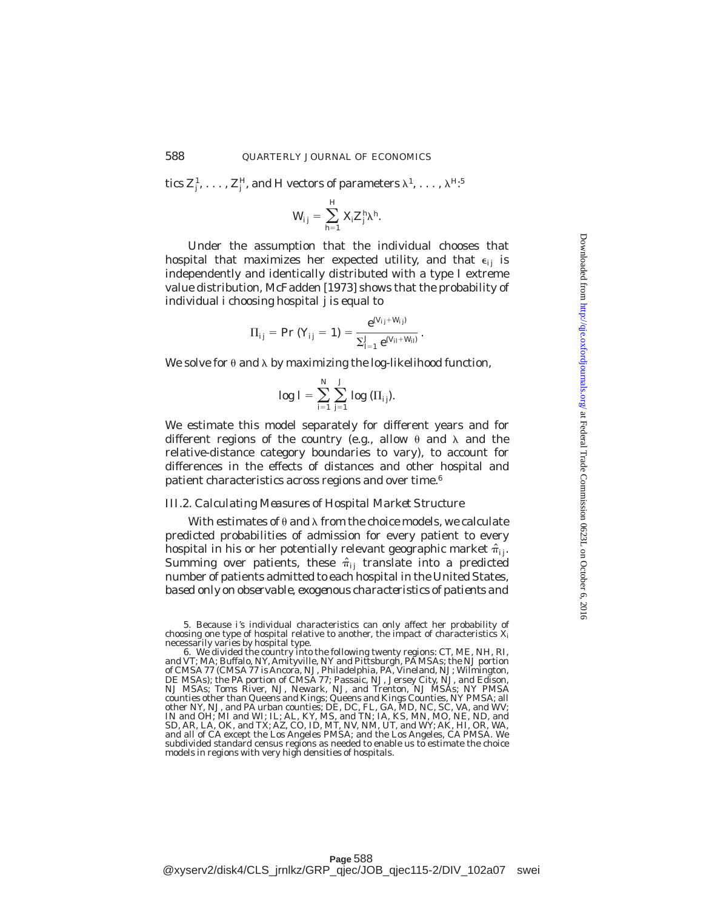tics $Z_j^1, \ldots, Z_j^H$, and H vectors of parameters $\lambda^1, \ldots, \lambda^H$:[5]

$$W_{ij} = \sum_{h=1}^{H} X_i Z_j^h \lambda^h.$$

Under the assumption that the individual chooses that hospital that maximizes her expected utility, and that $\epsilon_{ij}$ is independently and identically distributed with a type I extreme value distribution, McFadden [1973] shows that the probability of individual i choosing hospital j is equal to

$$\Pi_{ij} = \Pr\,(Y_{ij} = 1) = \frac{e^{(V_{ij}+W_{ij})}}{\sum_{l=1}^{J} e^{(V_{il}+W_{il})}}.$$

We solve for $\theta$ and $\lambda$ by maximizing the log-likelihood function,

$$\log l = \sum_{i=1}^{N} \sum_{j=1}^{J} \log\,(\Pi_{ij}).$$

We estimate this model separately for different years and for different regions of the country (e.g., allow $\theta$ and $\lambda$ and the relative-distance category boundaries to vary), to account for differences in the effects of distances and other hospital and patient characteristics across regions and over time.[6]

### III.2. Calculating Measures of Hospital Market Structure

With estimates of $\theta$ and $\lambda$ from the choice models, we calculate predicted probabilities of admission for every patient to every hospital in his or her potentially relevant geographic market $\hat{\pi}_{ij}$. Summing over patients, these $\hat{\pi}_{ij}$ translate into a predicted number of patients admitted to each hospital in the United States, *based only on observable, exogenous characteristics of patients and*

5. Because i's individual characteristics can only affect her probability of choosing one type of hospital relative to another, the impact of characteristics $X_i$ necessarily varies by hospital type.

6. We divided the country into the following twenty regions: CT, ME, NH, RI, and VT; MA; Buffalo, NY, Amityville, NY and Pittsburgh, PA MSAs; the NJ portion of CMSA 77 (CMSA 77 is Ancora, NJ, Philadelphia, PA, Vineland, NJ; Wilmington, DE MSAs); the PA portion of CMSA 77; Passaic, NJ, Jersey City, NJ, and Edison, NJ MSAs; Toms River, NJ, Newark, NJ, and Trenton, NJ MSAs; NY PMSA counties other than Queens and Kings; Queens and Kings Counties, NY PMSA; all other NY, NJ, and PA urban counties; DE, DC, FL, GA, MD, NC, SC, VA, and WV; IN and OH; MI and WI; IL; AL, KY, MS, and TN; IA, KS, MN, MO, NE, ND, and SD, AR, LA, OK, and TX; AZ, CO, ID, MT, NV, NM, UT, and WY; AK, HI, OR, WA, and all of CA except the Los Angeles PMSA; and the Los Angeles, CA PMSA. We subdivided standard census regions as needed to enable us to estimate the choice models in regions with very high densities of hospitals.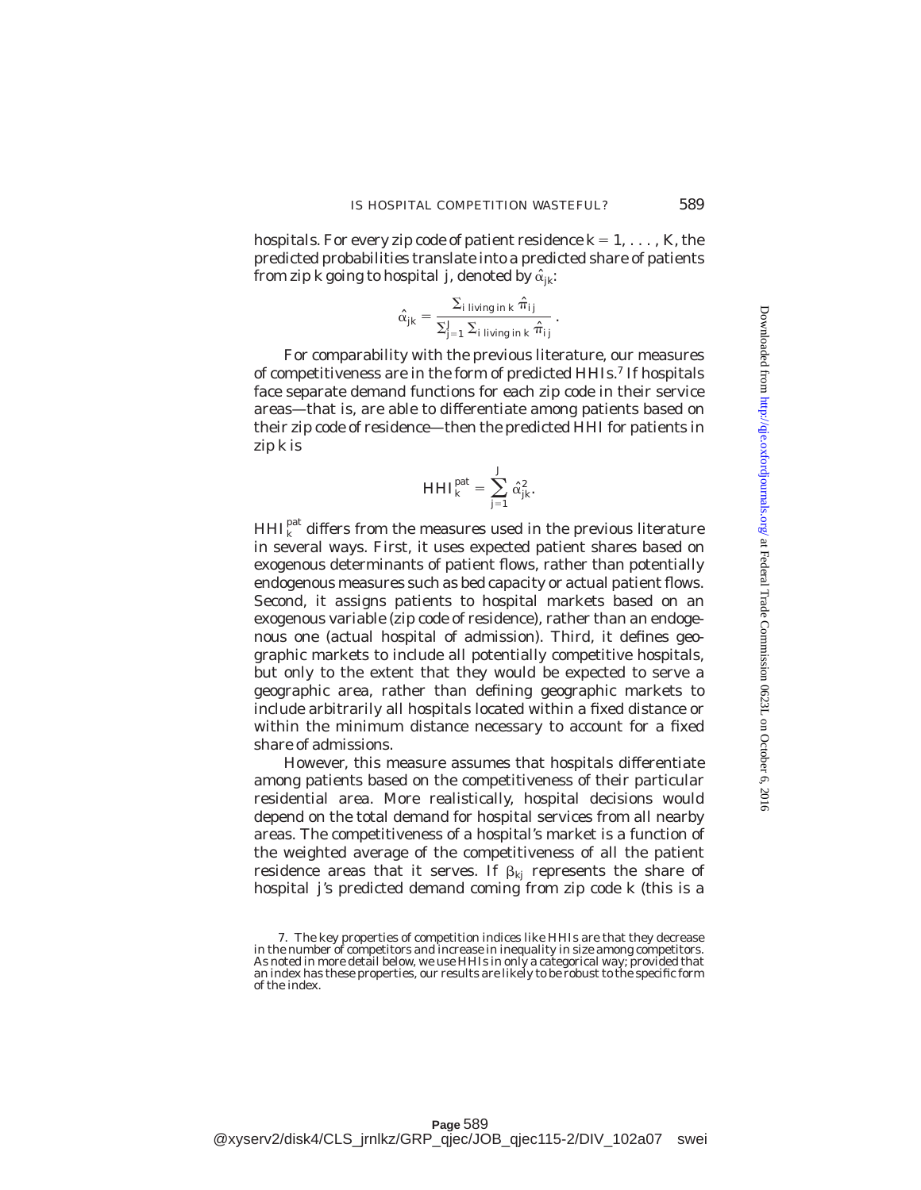hospitals. For every zip code of patient residence $k = 1, \ldots, K$, the predicted probabilities translate into a predicted share of patients from zip $k$ going to hospital $j$, denoted by $\hat{\alpha}_{jk}$:

$$\hat{\alpha}_{jk} = \frac{\sum_{i \text{ living in } k} \hat{\pi}_{ij}}{\sum_{j=1}^{J} \sum_{i \text{ living in } k} \hat{\pi}_{ij}}.$$

For comparability with the previous literature, our measures of competitiveness are in the form of predicted HHIs.[7] If hospitals face separate demand functions for each zip code in their service areas—that is, are able to differentiate among patients based on their zip code of residence—then the predicted HHI for patients in zip $k$ is

$$HHI_k^{pat} = \sum_{j=1}^{J} \hat{\alpha}_{jk}^2.$$

$HHI_k^{pat}$ differs from the measures used in the previous literature in several ways. First, it uses expected patient shares based on exogenous determinants of patient flows, rather than potentially endogenous measures such as bed capacity or actual patient flows. Second, it assigns patients to hospital markets based on an exogenous variable (zip code of residence), rather than an endogenous one (actual hospital of admission). Third, it defines geographic markets to include all potentially competitive hospitals, but only to the extent that they would be expected to serve a geographic area, rather than defining geographic markets to include arbitrarily all hospitals located within a fixed distance or within the minimum distance necessary to account for a fixed share of admissions.

However, this measure assumes that hospitals differentiate among patients based on the competitiveness of their particular residential area. More realistically, hospital decisions would depend on the total demand for hospital services from all nearby areas. The competitiveness of a hospital's market is a function of the weighted average of the competitiveness of all the patient residence areas that it serves. If $\beta_{kj}$ represents the share of hospital $j$'s predicted demand coming from zip code $k$ (this is a

7. The key properties of competition indices like HHIs are that they decrease in the number of competitors and increase in inequality in size among competitors. As noted in more detail below, we use HHIs in only a categorical way; provided that an index has these properties, our results are likely to be robust to the specific form of the index.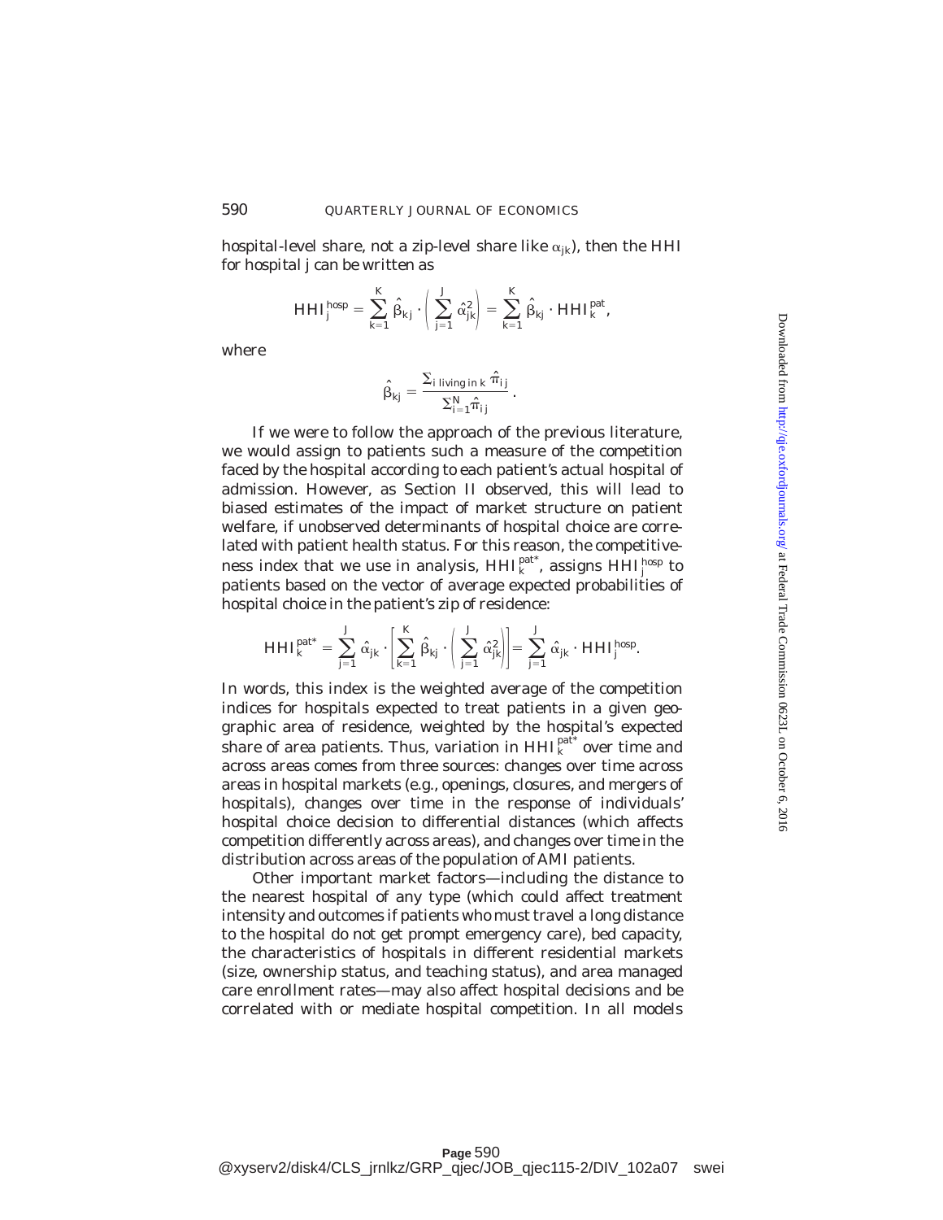hospital-level share, not a zip-level share like $\alpha_{jk}$), then the HHI for hospital $j$ can be written as

$$HHI_j^{hosp} = \sum_{k=1}^{K} \hat{\beta}_{kj} \cdot \left( \sum_{j=1}^{J} \hat{\alpha}_{jk}^2 \right) = \sum_{k=1}^{K} \hat{\beta}_{kj} \cdot HHI_k^{pat},$$

where

$$\hat{\beta}_{kj} = \frac{\Sigma_{i \text{ living in } k}\, \hat{\pi}_{ij}}{\Sigma_{i=1}^{N} \hat{\pi}_{ij}}.$$

If we were to follow the approach of the previous literature, we would assign to patients such a measure of the competition faced by the hospital according to each patient's actual hospital of admission. However, as Section II observed, this will lead to biased estimates of the impact of market structure on patient welfare, if unobserved determinants of hospital choice are correlated with patient health status. For this reason, the competitiveness index that we use in analysis, $HHI_k^{pat*}$, assigns $HHI_j^{hosp}$ to patients based on the vector of average expected probabilities of hospital choice in the patient's zip of residence:

$$HHI_k^{pat*} = \sum_{j=1}^{J} \hat{\alpha}_{jk} \cdot \left[ \sum_{k=1}^{K} \hat{\beta}_{kj} \cdot \left( \sum_{j=1}^{J} \hat{\alpha}_{jk}^2 \right) \right] = \sum_{j=1}^{J} \hat{\alpha}_{jk} \cdot HHI_j^{hosp}.$$

In words, this index is the weighted average of the competition indices for hospitals expected to treat patients in a given geographic area of residence, weighted by the hospital's expected share of area patients. Thus, variation in $HHI_k^{pat*}$ over time and across areas comes from three sources: changes over time across areas in hospital markets (e.g., openings, closures, and mergers of hospitals), changes over time in the response of individuals' hospital choice decision to differential distances (which affects competition differently across areas), and changes over time in the distribution across areas of the population of AMI patients.

Other important market factors—including the distance to the nearest hospital of any type (which could affect treatment intensity and outcomes if patients who must travel a long distance to the hospital do not get prompt emergency care), bed capacity, the characteristics of hospitals in different residential markets (size, ownership status, and teaching status), and area managed care enrollment rates—may also affect hospital decisions and be correlated with or mediate hospital competition. In all models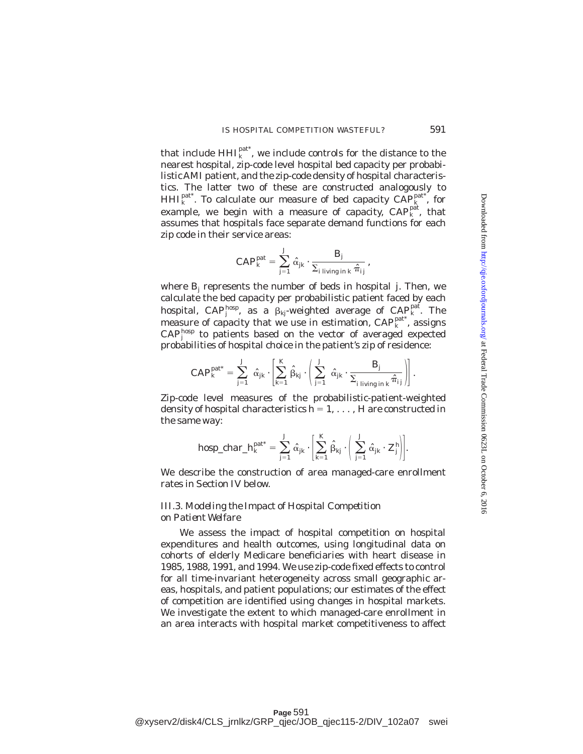that include $HHI_k^{pat*}$, we include controls for the distance to the nearest hospital, zip-code level hospital bed capacity per probabilistic AMI patient, and the zip-code density of hospital characteristics. The latter two of these are constructed analogously to $HHI_k^{pat*}$. To calculate our measure of bed capacity $CAP_k^{pat*}$, for example, we begin with a measure of capacity, $CAP_k^{pat}$, that assumes that hospitals face separate demand functions for each zip code in their service areas:

$$CAP_k^{pat} = \sum_{j=1}^{J} \hat{\alpha}_{jk} \cdot \frac{B_j}{\sum_{i \text{ living in } k} \hat{\pi}_{ij}},$$

where $B_j$ represents the number of beds in hospital $j$. Then, we calculate the bed capacity per probabilistic patient faced by each hospital, $CAP_j^{hosp}$, as a $\beta_{kj}$-weighted average of $CAP_k^{pat}$. The measure of capacity that we use in estimation, $CAP_k^{pat*}$, assigns $CAP_j^{hosp}$ to patients based on the vector of averaged expected probabilities of hospital choice in the patient's zip of residence:

$$CAP_k^{pat*} = \sum_{j=1}^{J} \hat{\alpha}_{jk} \cdot \left[ \sum_{k=1}^{K} \hat{\beta}_{kj} \cdot \left( \sum_{j=1}^{J} \hat{\alpha}_{jk} \cdot \frac{B_j}{\sum_{i \text{ living in } k} \hat{\pi}_{ij}} \right) \right].$$

Zip-code level measures of the probabilistic-patient-weighted density of hospital characteristics $h = 1, \ldots, H$ are constructed in the same way:

$$hosp\_char\_h_k^{pat*} = \sum_{j=1}^{J} \hat{\alpha}_{jk} \cdot \left[ \sum_{k=1}^{K} \hat{\beta}_{kj} \cdot \left( \sum_{j=1}^{J} \hat{\alpha}_{jk} \cdot Z_j^h \right) \right].$$

We describe the construction of area managed-care enrollment rates in Section IV below.

### III.3. Modeling the Impact of Hospital Competition on Patient Welfare

We assess the impact of hospital competition on hospital expenditures and health outcomes, using longitudinal data on cohorts of elderly Medicare beneficiaries with heart disease in 1985, 1988, 1991, and 1994. We use zip-code fixed effects to control for all time-invariant heterogeneity across small geographic areas, hospitals, and patient populations; our estimates of the effect of competition are identified using changes in hospital markets. We investigate the extent to which managed-care enrollment in an area interacts with hospital market competitiveness to affect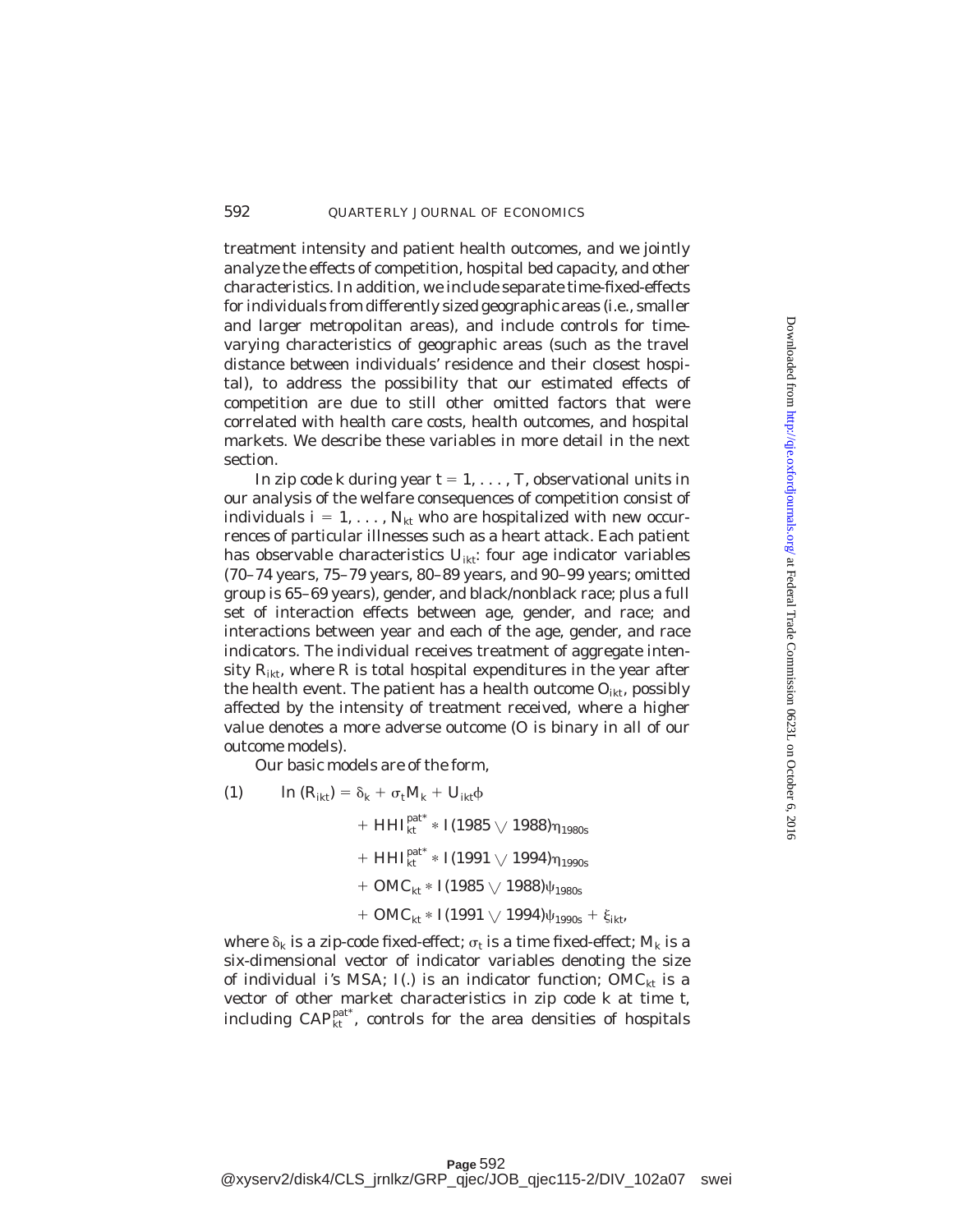treatment intensity and patient health outcomes, and we jointly analyze the effects of competition, hospital bed capacity, and other characteristics. In addition, we include separate time-fixed-effects for individuals from differently sized geographic areas (i.e., smaller and larger metropolitan areas), and include controls for time-varying characteristics of geographic areas (such as the travel distance between individuals' residence and their closest hospital), to address the possibility that our estimated effects of competition are due to still other omitted factors that were correlated with health care costs, health outcomes, and hospital markets. We describe these variables in more detail in the next section.

In zip code $k$ during year $t = 1, \ldots, T$, observational units in our analysis of the welfare consequences of competition consist of individuals $i = 1, \ldots, N_{kt}$ who are hospitalized with new occurrences of particular illnesses such as a heart attack. Each patient has observable characteristics $U_{ikt}$: four age indicator variables (70–74 years, 75–79 years, 80–89 years, and 90–99 years; omitted group is 65–69 years), gender, and black/nonblack race; plus a full set of interaction effects between age, gender, and race; and interactions between year and each of the age, gender, and race indicators. The individual receives treatment of aggregate intensity $R_{ikt}$, where $R$ is total hospital expenditures in the year after the health event. The patient has a health outcome $O_{ikt}$, possibly affected by the intensity of treatment received, where a higher value denotes a more adverse outcome ($O$ is binary in all of our outcome models).

Our basic models are of the form,

$$
\begin{aligned}
(1) \qquad \ln (R_{ikt}) = {} & \delta_k + \sigma_t M_k + U_{ikt}\phi \\
& + HHI_{kt}^{pat^*} * I(1985 \vee 1988)\eta_{1980s} \\
& + HHI_{kt}^{pat^*} * I(1991 \vee 1994)\eta_{1990s} \\
& + OMC_{kt} * I(1985 \vee 1988)\psi_{1980s} \\
& + OMC_{kt} * I(1991 \vee 1994)\psi_{1990s} + \xi_{ikt},
\end{aligned}
$$

where $\delta_k$ is a zip-code fixed-effect; $\sigma_t$ is a time fixed-effect; $M_k$ is a six-dimensional vector of indicator variables denoting the size of individual $i$'s MSA; $I(.)$ is an indicator function; $OMC_{kt}$ is a vector of other market characteristics in zip code $k$ at time $t$, including $CAP_{kt}^{pat^*}$, controls for the area densities of hospitals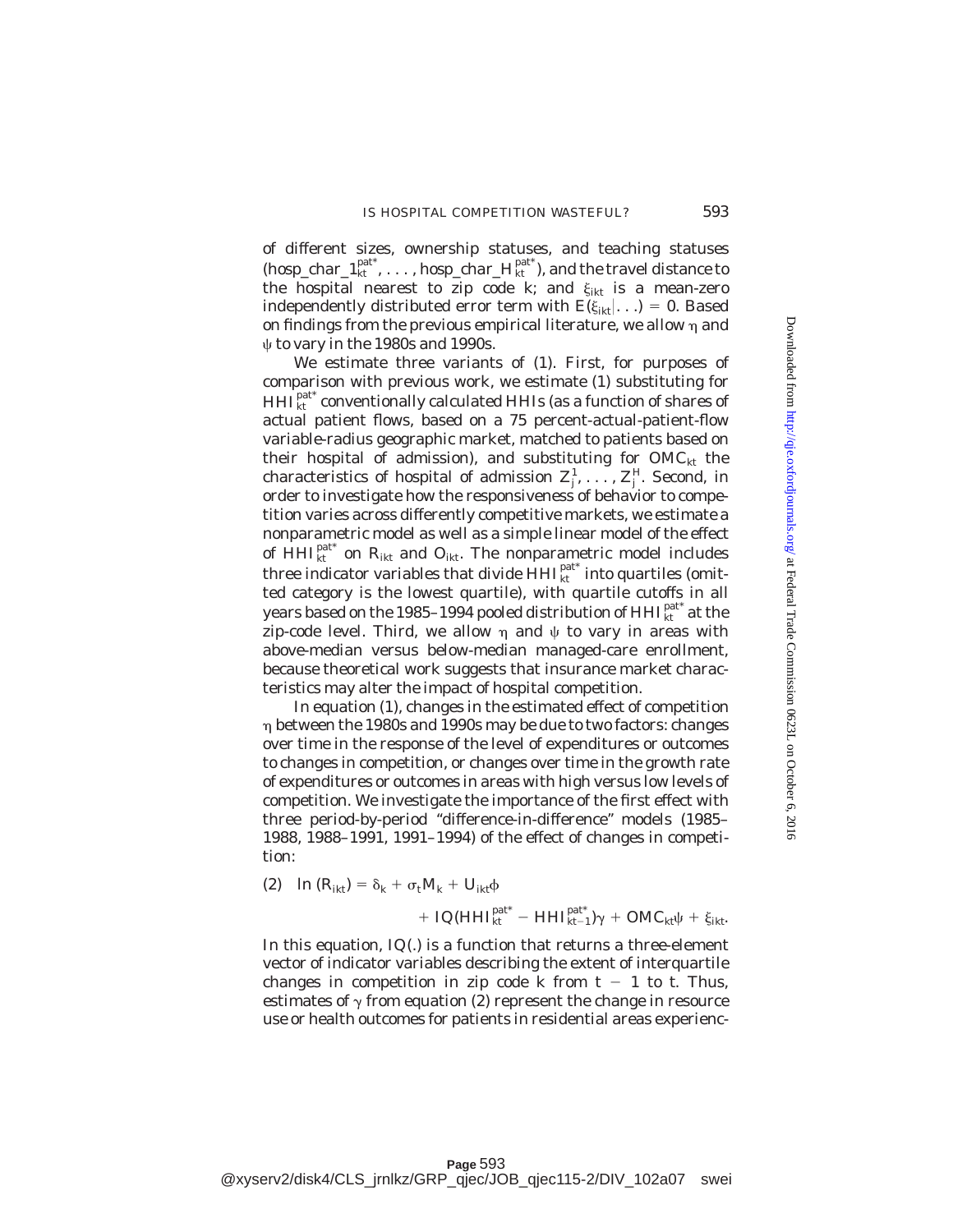of different sizes, ownership statuses, and teaching statuses ($hosp\_char\_1_{kt}^{pat^*}, \ldots, hosp\_char\_H_{kt}^{pat^*}$), and the travel distance to the hospital nearest to zip code $k$; and $\xi_{ikt}$ is a mean-zero independently distributed error term with $E(\xi_{ikt}|\ldots) = 0$. Based on findings from the previous empirical literature, we allow $\eta$ and $\psi$ to vary in the 1980s and 1990s.

We estimate three variants of (1). First, for purposes of comparison with previous work, we estimate (1) substituting for $HHI_{kt}^{pat^*}$ conventionally calculated HHIs (as a function of shares of actual patient flows, based on a 75 percent-actual-patient-flow variable-radius geographic market, matched to patients based on their hospital of admission), and substituting for $OMC_{kt}$ the characteristics of hospital of admission $Z_j^1, \ldots, Z_j^H$. Second, in order to investigate how the responsiveness of behavior to competition varies across differently competitive markets, we estimate a nonparametric model as well as a simple linear model of the effect of $HHI_{kt}^{pat^*}$ on $R_{ikt}$ and $O_{ikt}$. The nonparametric model includes three indicator variables that divide $HHI_{kt}^{pat^*}$ into quartiles (omitted category is the lowest quartile), with quartile cutoffs in all years based on the 1985–1994 pooled distribution of $HHI_{kt}^{pat^*}$ at the zip-code level. Third, we allow $\eta$ and $\psi$ to vary in areas with above-median versus below-median managed-care enrollment, because theoretical work suggests that insurance market characteristics may alter the impact of hospital competition.

In equation (1), changes in the estimated effect of competition $\eta$ between the 1980s and 1990s may be due to two factors: changes over time in the response of the level of expenditures or outcomes to changes in competition, or changes over time in the growth rate of expenditures or outcomes in areas with high versus low levels of competition. We investigate the importance of the first effect with three period-by-period "difference-in-difference" models (1985–1988, 1988–1991, 1991–1994) of the effect of changes in competition:

$$(2) \quad \ln(R_{ikt}) = \delta_k + \sigma_t M_k + U_{ikt}\phi + IQ(HHI_{kt}^{pat^*} - HHI_{kt-1}^{pat^*})\gamma + OMC_{kt}\psi + \xi_{ikt}.$$

In this equation, $IQ(.)$ is a function that returns a three-element vector of indicator variables describing the extent of interquartile changes in competition in zip code $k$ from $t - 1$ to $t$. Thus, estimates of $\gamma$ from equation (2) represent the change in resource use or health outcomes for patients in residential areas experienc-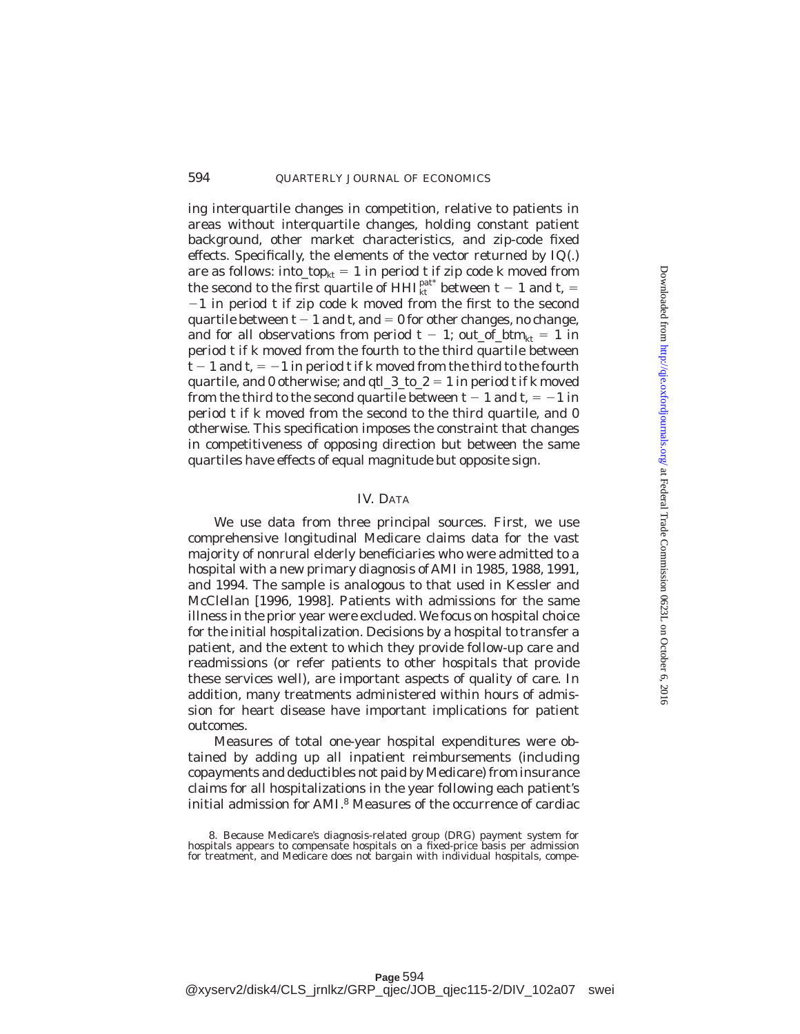ing interquartile changes in competition, relative to patients in areas without interquartile changes, holding constant patient background, other market characteristics, and zip-code fixed effects. Specifically, the elements of the vector returned by $IQ(.)$ are as follows: $into\_top_{kt} = 1$ in period $t$ if zip code $k$ moved from the second to the first quartile of $HHI_{kt}^{pat*}$ between $t - 1$ and $t$, $= -1$ in period $t$ if zip code $k$ moved from the first to the second quartile between $t - 1$ and $t$, and $= 0$ for other changes, no change, and for all observations from period $t - 1$; $out\_of\_btm_{kt} = 1$ in period $t$ if $k$ moved from the fourth to the third quartile between $t - 1$ and $t$, $= -1$ in period $t$ if $k$ moved from the third to the fourth quartile, and 0 otherwise; and $qtl\_3\_to\_2 = 1$ in period $t$ if $k$ moved from the third to the second quartile between $t - 1$ and $t$, $= -1$ in period $t$ if $k$ moved from the second to the third quartile, and 0 otherwise. This specification imposes the constraint that changes in competitiveness of opposing direction but between the same quartiles have effects of equal magnitude but opposite sign.

## IV. Data

We use data from three principal sources. First, we use comprehensive longitudinal Medicare claims data for the vast majority of nonrural elderly beneficiaries who were admitted to a hospital with a new primary diagnosis of AMI in 1985, 1988, 1991, and 1994. The sample is analogous to that used in Kessler and McClellan [1996, 1998]. Patients with admissions for the same illness in the prior year were excluded. We focus on hospital choice for the initial hospitalization. Decisions by a hospital to transfer a patient, and the extent to which they provide follow-up care and readmissions (or refer patients to other hospitals that provide these services well), are important aspects of quality of care. In addition, many treatments administered within hours of admission for heart disease have important implications for patient outcomes.

Measures of total one-year hospital expenditures were obtained by adding up all inpatient reimbursements (including copayments and deductibles not paid by Medicare) from insurance claims for all hospitalizations in the year following each patient's initial admission for AMI.[8] Measures of the occurrence of cardiac

8. Because Medicare's diagnosis-related group (DRG) payment system for hospitals appears to compensate hospitals on a fixed-price basis per admission for treatment, and Medicare does not bargain with individual hospitals, compe-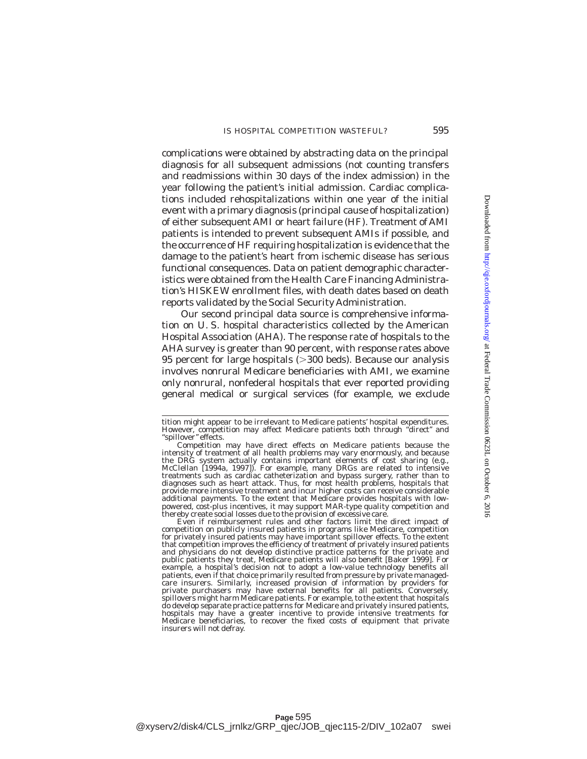complications were obtained by abstracting data on the principal diagnosis for all subsequent admissions (not counting transfers and readmissions within 30 days of the index admission) in the year following the patient's initial admission. Cardiac complications included rehospitalizations within one year of the initial event with a primary diagnosis (principal cause of hospitalization) of either subsequent AMI or heart failure (HF). Treatment of AMI patients is intended to prevent subsequent AMIs if possible, and the occurrence of HF requiring hospitalization is evidence that the damage to the patient's heart from ischemic disease has serious functional consequences. Data on patient demographic characteristics were obtained from the Health Care Financing Administration's HISKEW enrollment files, with death dates based on death reports validated by the Social Security Administration.

Our second principal data source is comprehensive information on U. S. hospital characteristics collected by the American Hospital Association (AHA). The response rate of hospitals to the AHA survey is greater than 90 percent, with response rates above 95 percent for large hospitals (>300 beds). Because our analysis involves nonrural Medicare beneficiaries with AMI, we examine only nonrural, nonfederal hospitals that ever reported providing general medical or surgical services (for example, we exclude

---

tition might appear to be irrelevant to Medicare patients' hospital expenditures. However, competition may affect Medicare patients both through "direct" and "spillover" effects.

Competition may have direct effects on Medicare patients because the intensity of treatment of all health problems may vary enormously, and because the DRG system actually contains important elements of cost sharing (e.g., McClellan [1994a, 1997]). For example, many DRGs are related to intensive treatments such as cardiac catheterization and bypass surgery, rather than to diagnoses such as heart attack. Thus, for most health problems, hospitals that provide more intensive treatment and incur higher costs can receive considerable additional payments. To the extent that Medicare provides hospitals with low-powered, cost-plus incentives, it may support MAR-type quality competition and thereby create social losses due to the provision of excessive care.

Even if reimbursement rules and other factors limit the direct impact of competition on publicly insured patients in programs like Medicare, competition for privately insured patients may have important spillover effects. To the extent that competition improves the efficiency of treatment of privately insured patients and physicians do not develop distinctive practice patterns for the private and public patients they treat, Medicare patients will also benefit [Baker 1999]. For example, a hospital's decision not to adopt a low-value technology benefits all patients, even if that choice primarily resulted from pressure by private managed-care insurers. Similarly, increased provision of information by providers for private purchasers may have external benefits for all patients. Conversely, spillovers might harm Medicare patients. For example, to the extent that hospitals do develop separate practice patterns for Medicare and privately insured patients, hospitals may have a greater incentive to provide intensive treatments for Medicare beneficiaries, to recover the fixed costs of equipment that private insurers will not defray.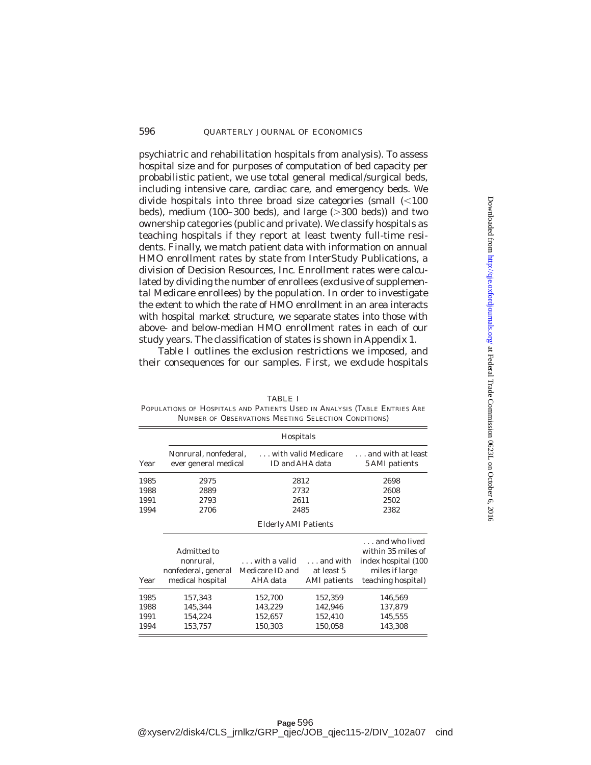psychiatric and rehabilitation hospitals from analysis). To assess hospital size and for purposes of computation of bed capacity per probabilistic patient, we use total general medical/surgical beds, including intensive care, cardiac care, and emergency beds. We divide hospitals into three broad size categories (small (<100 beds), medium (100–300 beds), and large (>300 beds)) and two ownership categories (public and private). We classify hospitals as teaching hospitals if they report at least twenty full-time residents. Finally, we match patient data with information on annual HMO enrollment rates by state from InterStudy Publications, a division of Decision Resources, Inc. Enrollment rates were calculated by dividing the number of enrollees (exclusive of supplemental Medicare enrollees) by the population. In order to investigate the extent to which the rate of HMO enrollment in an area interacts with hospital market structure, we separate states into those with above- and below-median HMO enrollment rates in each of our study years. The classification of states is shown in Appendix 1.

Table I outlines the exclusion restrictions we imposed, and their consequences for our samples. First, we exclude hospitals

TABLE I
POPULATIONS OF HOSPITALS AND PATIENTS USED IN ANALYSIS (TABLE ENTRIES ARE NUMBER OF OBSERVATIONS MEETING SELECTION CONDITIONS)

| | Hospitals | | |
|---|---|---|---|
| Year | Nonrural, nonfederal, ever general medical | . . . with valid Medicare ID and AHA data | . . . and with at least 5 AMI patients |
| 1985 | 2975 | 2812 | 2698 |
| 1988 | 2889 | 2732 | 2608 |
| 1991 | 2793 | 2611 | 2502 |
| 1994 | 2706 | 2485 | 2382 |

| | Elderly AMI Patients | | | |
|---|---|---|---|---|
| Year | Admitted to nonrural, nonfederal, general medical hospital | . . . with a valid Medicare ID and AHA data | . . . and with at least 5 AMI patients | . . . and who lived within 35 miles of index hospital (100 miles if large teaching hospital) |
| 1985 | 157,343 | 152,700 | 152,359 | 146,569 |
| 1988 | 145,344 | 143,229 | 142,946 | 137,879 |
| 1991 | 154,224 | 152,657 | 152,410 | 145,555 |
| 1994 | 153,757 | 150,303 | 150,058 | 143,308 |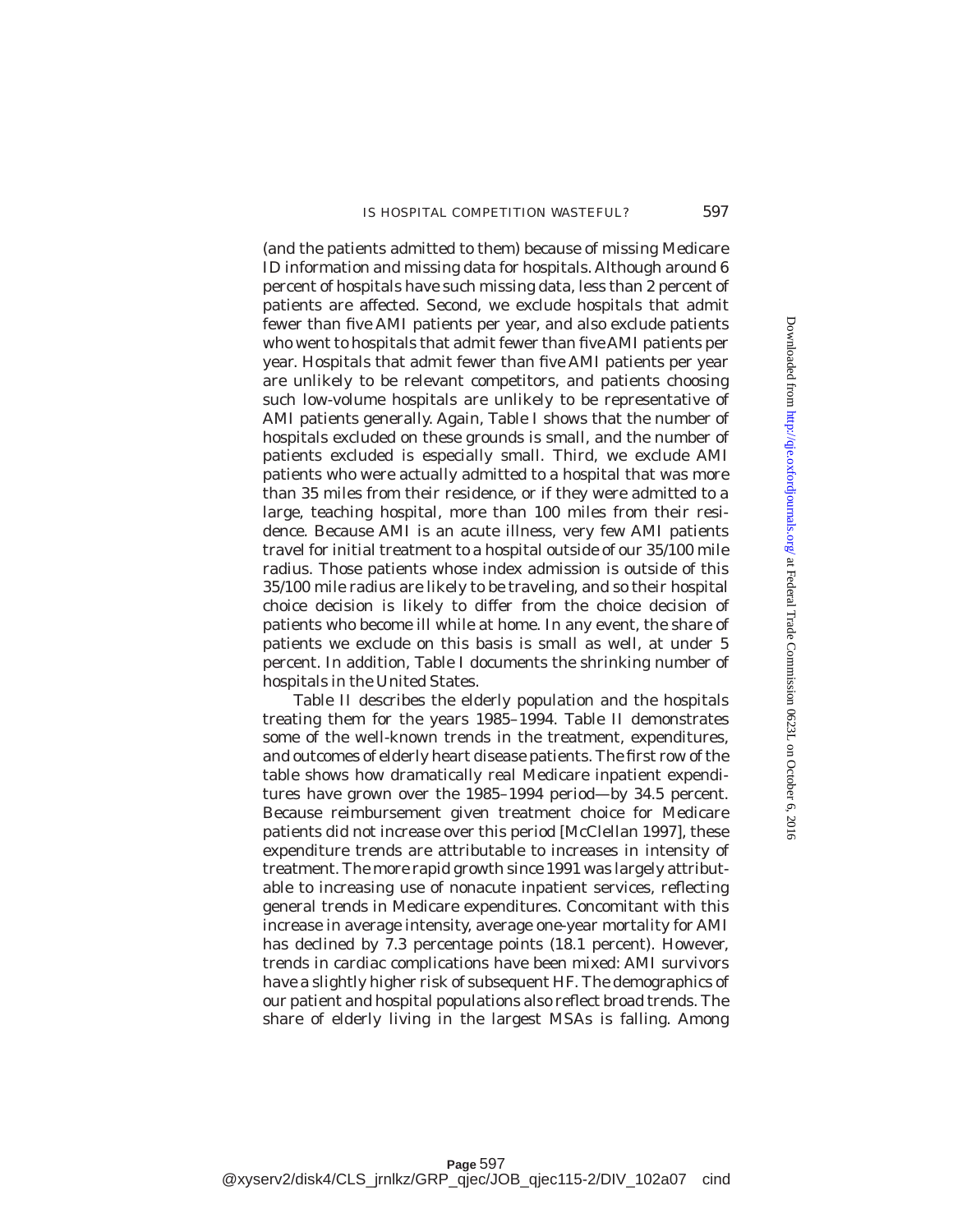(and the patients admitted to them) because of missing Medicare ID information and missing data for hospitals. Although around 6 percent of hospitals have such missing data, less than 2 percent of patients are affected. Second, we exclude hospitals that admit fewer than five AMI patients per year, and also exclude patients who went to hospitals that admit fewer than five AMI patients per year. Hospitals that admit fewer than five AMI patients per year are unlikely to be relevant competitors, and patients choosing such low-volume hospitals are unlikely to be representative of AMI patients generally. Again, Table I shows that the number of hospitals excluded on these grounds is small, and the number of patients excluded is especially small. Third, we exclude AMI patients who were actually admitted to a hospital that was more than 35 miles from their residence, or if they were admitted to a large, teaching hospital, more than 100 miles from their residence. Because AMI is an acute illness, very few AMI patients travel for initial treatment to a hospital outside of our 35/100 mile radius. Those patients whose index admission is outside of this 35/100 mile radius are likely to be traveling, and so their hospital choice decision is likely to differ from the choice decision of patients who become ill while at home. In any event, the share of patients we exclude on this basis is small as well, at under 5 percent. In addition, Table I documents the shrinking number of hospitals in the United States.

Table II describes the elderly population and the hospitals treating them for the years 1985–1994. Table II demonstrates some of the well-known trends in the treatment, expenditures, and outcomes of elderly heart disease patients. The first row of the table shows how dramatically real Medicare inpatient expenditures have grown over the 1985–1994 period—by 34.5 percent. Because reimbursement given treatment choice for Medicare patients did not increase over this period [McClellan 1997], these expenditure trends are attributable to increases in intensity of treatment. The more rapid growth since 1991 was largely attributable to increasing use of nonacute inpatient services, reflecting general trends in Medicare expenditures. Concomitant with this increase in average intensity, average one-year mortality for AMI has declined by 7.3 percentage points (18.1 percent). However, trends in cardiac complications have been mixed: AMI survivors have a slightly higher risk of subsequent HF. The demographics of our patient and hospital populations also reflect broad trends. The share of elderly living in the largest MSAs is falling. Among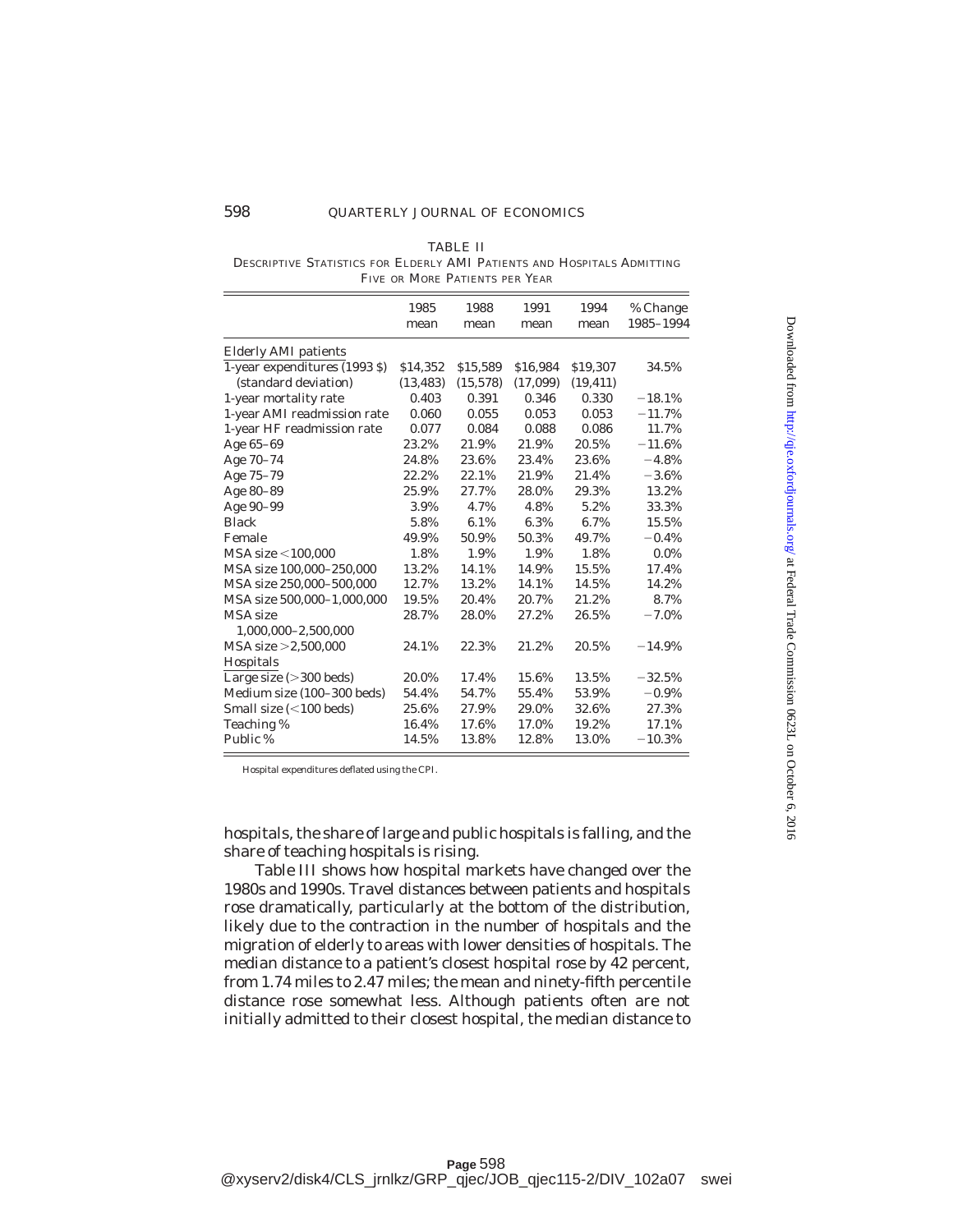TABLE II

DESCRIPTIVE STATISTICS FOR ELDERLY AMI PATIENTS AND HOSPITALS ADMITTING FIVE OR MORE PATIENTS PER YEAR

| | 1985 mean | 1988 mean | 1991 mean | 1994 mean | % Change 1985–1994 |
|---|---|---|---|---|---|
| Elderly AMI patients | | | | | |
| 1-year expenditures (1993 $) | $14,352 | $15,589 | $16,984 | $19,307 | 34.5% |
| (standard deviation) | (13,483) | (15,578) | (17,099) | (19,411) | |
| 1-year mortality rate | 0.403 | 0.391 | 0.346 | 0.330 | −18.1% |
| 1-year AMI readmission rate | 0.060 | 0.055 | 0.053 | 0.053 | −11.7% |
| 1-year HF readmission rate | 0.077 | 0.084 | 0.088 | 0.086 | 11.7% |
| Age 65–69 | 23.2% | 21.9% | 21.9% | 20.5% | −11.6% |
| Age 70–74 | 24.8% | 23.6% | 23.4% | 23.6% | −4.8% |
| Age 75–79 | 22.2% | 22.1% | 21.9% | 21.4% | −3.6% |
| Age 80–89 | 25.9% | 27.7% | 28.0% | 29.3% | 13.2% |
| Age 90–99 | 3.9% | 4.7% | 4.8% | 5.2% | 33.3% |
| Black | 5.8% | 6.1% | 6.3% | 6.7% | 15.5% |
| Female | 49.9% | 50.9% | 50.3% | 49.7% | −0.4% |
| MSA size <100,000 | 1.8% | 1.9% | 1.9% | 1.8% | 0.0% |
| MSA size 100,000–250,000 | 13.2% | 14.1% | 14.9% | 15.5% | 17.4% |
| MSA size 250,000–500,000 | 12.7% | 13.2% | 14.1% | 14.5% | 14.2% |
| MSA size 500,000–1,000,000 | 19.5% | 20.4% | 20.7% | 21.2% | 8.7% |
| MSA size 1,000,000–2,500,000 | 28.7% | 28.0% | 27.2% | 26.5% | −7.0% |
| MSA size >2,500,000 | 24.1% | 22.3% | 21.2% | 20.5% | −14.9% |
| Hospitals | | | | | |
| Large size (>300 beds) | 20.0% | 17.4% | 15.6% | 13.5% | −32.5% |
| Medium size (100–300 beds) | 54.4% | 54.7% | 55.4% | 53.9% | −0.9% |
| Small size (<100 beds) | 25.6% | 27.9% | 29.0% | 32.6% | 27.3% |
| Teaching % | 16.4% | 17.6% | 17.0% | 19.2% | 17.1% |
| Public % | 14.5% | 13.8% | 12.8% | 13.0% | −10.3% |

Hospital expenditures deflated using the CPI.

hospitals, the share of large and public hospitals is falling, and the share of teaching hospitals is rising.

Table III shows how hospital markets have changed over the 1980s and 1990s. Travel distances between patients and hospitals rose dramatically, particularly at the bottom of the distribution, likely due to the contraction in the number of hospitals and the migration of elderly to areas with lower densities of hospitals. The median distance to a patient's closest hospital rose by 42 percent, from 1.74 miles to 2.47 miles; the mean and ninety-fifth percentile distance rose somewhat less. Although patients often are not initially admitted to their closest hospital, the median distance to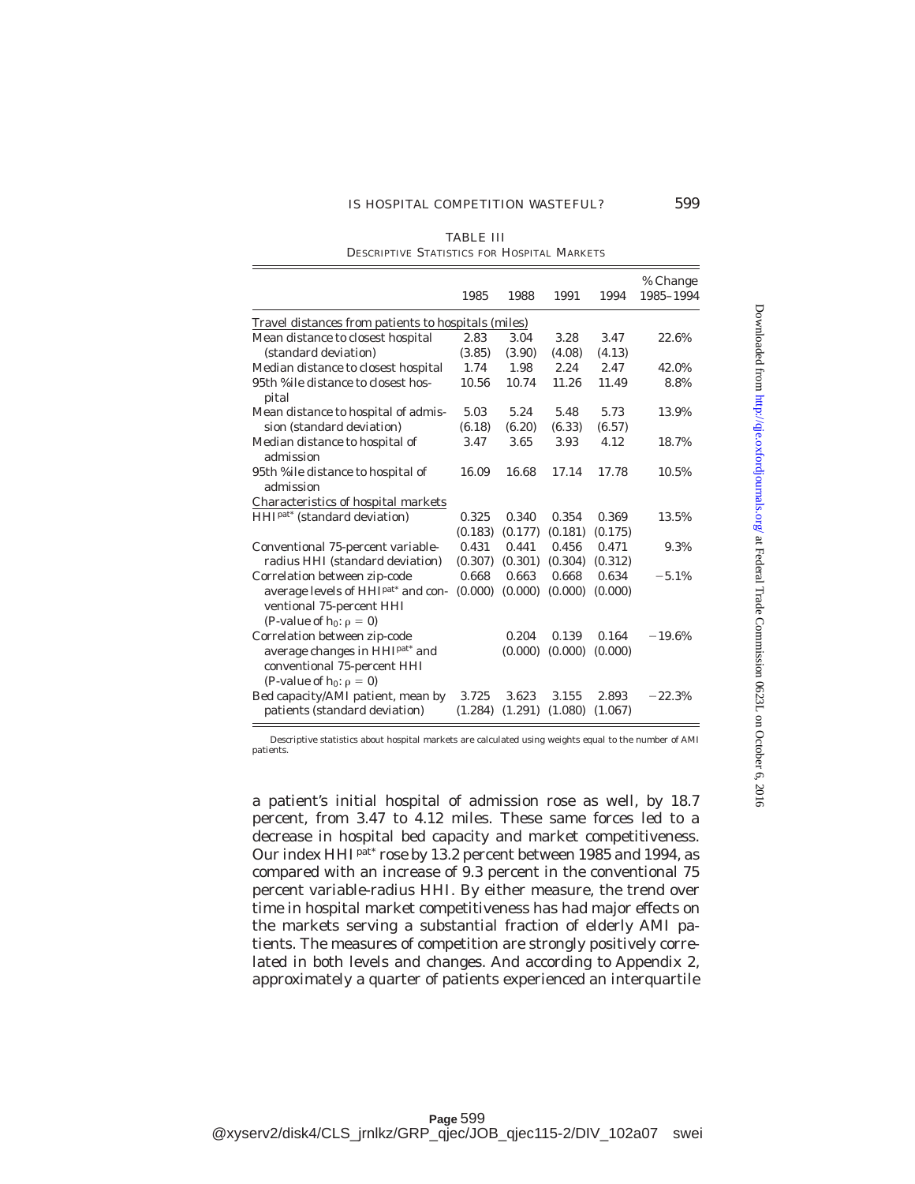TABLE III
DESCRIPTIVE STATISTICS FOR HOSPITAL MARKETS

| | 1985 | 1988 | 1991 | 1994 | % Change 1985–1994 |
|---|---|---|---|---|---|
| Travel distances from patients to hospitals (miles) | | | | | |
| Mean distance to closest hospital | 2.83 | 3.04 | 3.28 | 3.47 | 22.6% |
| (standard deviation) | (3.85) | (3.90) | (4.08) | (4.13) | |
| Median distance to closest hospital | 1.74 | 1.98 | 2.24 | 2.47 | 42.0% |
| 95th %ile distance to closest hospital | 10.56 | 10.74 | 11.26 | 11.49 | 8.8% |
| Mean distance to hospital of admission (standard deviation) | 5.03 | 5.24 | 5.48 | 5.73 | 13.9% |
| | (6.18) | (6.20) | (6.33) | (6.57) | |
| Median distance to hospital of admission | 3.47 | 3.65 | 3.93 | 4.12 | 18.7% |
| 95th %ile distance to hospital of admission | 16.09 | 16.68 | 17.14 | 17.78 | 10.5% |
| Characteristics of hospital markets | | | | | |
| $HHI^{pat*}$ (standard deviation) | 0.325 | 0.340 | 0.354 | 0.369 | 13.5% |
| | (0.183) | (0.177) | (0.181) | (0.175) | |
| Conventional 75-percent variable-radius HHI (standard deviation) | 0.431 | 0.441 | 0.456 | 0.471 | 9.3% |
| | (0.307) | (0.301) | (0.304) | (0.312) | |
| Correlation between zip-code average levels of $HHI^{pat*}$ and conventional 75-percent HHI (P-value of $h_0$: $\rho = 0$) | 0.668 | 0.663 | 0.668 | 0.634 | −5.1% |
| | (0.000) | (0.000) | (0.000) | (0.000) | |
| Correlation between zip-code average changes in $HHI^{pat*}$ and conventional 75-percent HHI (P-value of $h_0$: $\rho = 0$) | | 0.204 | 0.139 | 0.164 | −19.6% |
| | | (0.000) | (0.000) | (0.000) | |
| Bed capacity/AMI patient, mean by patients (standard deviation) | 3.725 | 3.623 | 3.155 | 2.893 | −22.3% |
| | (1.284) | (1.291) | (1.080) | (1.067) | |

Descriptive statistics about hospital markets are calculated using weights equal to the number of AMI patients.

a patient's initial hospital of admission rose as well, by 18.7 percent, from 3.47 to 4.12 miles. These same forces led to a decrease in hospital bed capacity and market competitiveness. Our index $HHI^{pat*}$ rose by 13.2 percent between 1985 and 1994, as compared with an increase of 9.3 percent in the conventional 75 percent variable-radius HHI. By either measure, the trend over time in hospital market competitiveness has had major effects on the markets serving a substantial fraction of elderly AMI patients. The measures of competition are strongly positively correlated in both levels and changes. And according to Appendix 2, approximately a quarter of patients experienced an interquartile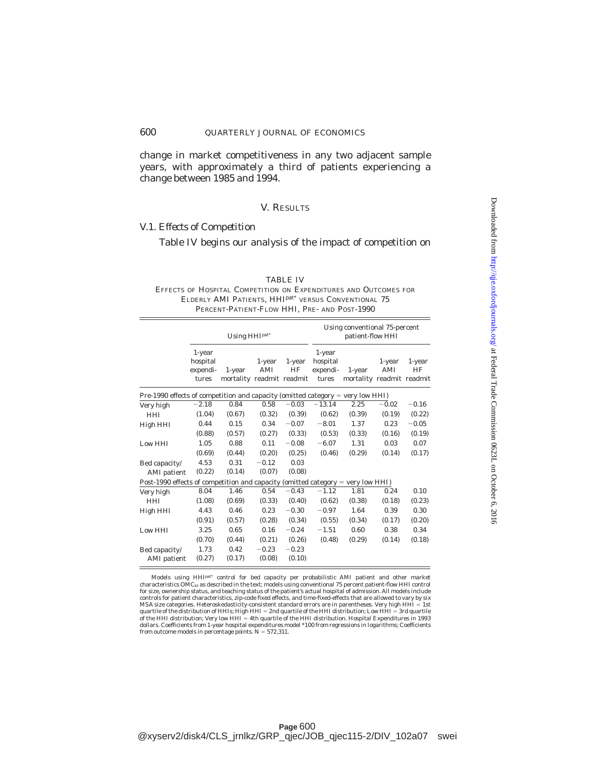change in market competitiveness in any two adjacent sample years, with approximately a third of patients experiencing a change between 1985 and 1994.

## V. Results

### V.1. Effects of Competition

Table IV begins our analysis of the impact of competition on

TABLE IV
EFFECTS OF HOSPITAL COMPETITION ON EXPENDITURES AND OUTCOMES FOR ELDERLY AMI PATIENTS, $HHI^{pat*}$ VERSUS CONVENTIONAL 75 PERCENT-PATIENT-FLOW HHI, PRE- AND POST-1990

| | Using $HHI^{pat*}$ | | | | Using conventional 75-percent patient-flow HHI | | | |
|---|---|---|---|---|---|---|---|---|
| | 1-year hospital expenditures | 1-year mortality | 1-year AMI readmit | 1-year HF readmit | 1-year hospital expenditures | 1-year mortality | 1-year AMI readmit | 1-year HF readmit |
| **Pre-1990 effects of competition and capacity (omitted category = very low HHI)** | | | | | | | | |
| Very high HHI | −2.18 | 0.84 | 0.58 | −0.03 | −13.14 | 2.25 | −0.02 | −0.16 |
| | (1.04) | (0.67) | (0.32) | (0.39) | (0.62) | (0.39) | (0.19) | (0.22) |
| High HHI | 0.44 | 0.15 | 0.34 | −0.07 | −8.01 | 1.37 | 0.23 | −0.05 |
| | (0.88) | (0.57) | (0.27) | (0.33) | (0.53) | (0.33) | (0.16) | (0.19) |
| Low HHI | 1.05 | 0.88 | 0.11 | −0.08 | −6.07 | 1.31 | 0.03 | 0.07 |
| | (0.69) | (0.44) | (0.20) | (0.25) | (0.46) | (0.29) | (0.14) | (0.17) |
| Bed capacity/ AMI patient | 4.53 | 0.31 | −0.12 | 0.03 | | | | |
| | (0.22) | (0.14) | (0.07) | (0.08) | | | | |
| **Post-1990 effects of competition and capacity (omitted category = very low HHI)** | | | | | | | | |
| Very high HHI | 8.04 | 1.46 | 0.54 | −0.43 | −1.12 | 1.81 | 0.24 | 0.10 |
| | (1.08) | (0.69) | (0.33) | (0.40) | (0.62) | (0.38) | (0.18) | (0.23) |
| High HHI | 4.43 | 0.46 | 0.23 | −0.30 | −0.97 | 1.64 | 0.39 | 0.30 |
| | (0.91) | (0.57) | (0.28) | (0.34) | (0.55) | (0.34) | (0.17) | (0.20) |
| Low HHI | 3.25 | 0.65 | 0.16 | −0.24 | −1.51 | 0.60 | 0.38 | 0.34 |
| | (0.70) | (0.44) | (0.21) | (0.26) | (0.48) | (0.29) | (0.14) | (0.18) |
| Bed capacity/ AMI patient | 1.73 | 0.42 | −0.23 | −0.23 | | | | |
| | (0.27) | (0.17) | (0.08) | (0.10) | | | | |

Models using $HHI^{pat*}$ control for bed capacity per probabilistic AMI patient and other market characteristics $OMC_{kt}$ as described in the text; models using conventional 75 percent patient-flow HHI control for size, ownership status, and teaching status of the patient's actual hospital of admission. All models include controls for patient characteristics, zip-code fixed effects, and time-fixed-effects that are allowed to vary by six MSA size categories. Heteroskedasticity-consistent standard errors are in parentheses. Very high HHI = 1st quartile of the distribution of HHIs; High HHI = 2nd quartile of the HHI distribution; Low HHI = 3rd quartile of the HHI distribution; Very low HHI = 4th quartile of the HHI distribution. Hospital Expenditures in 1993 dollars. Coefficients from 1-year hospital expenditures model *100 from regressions in logarithms; Coefficients from outcome models in percentage points. N = 572,311.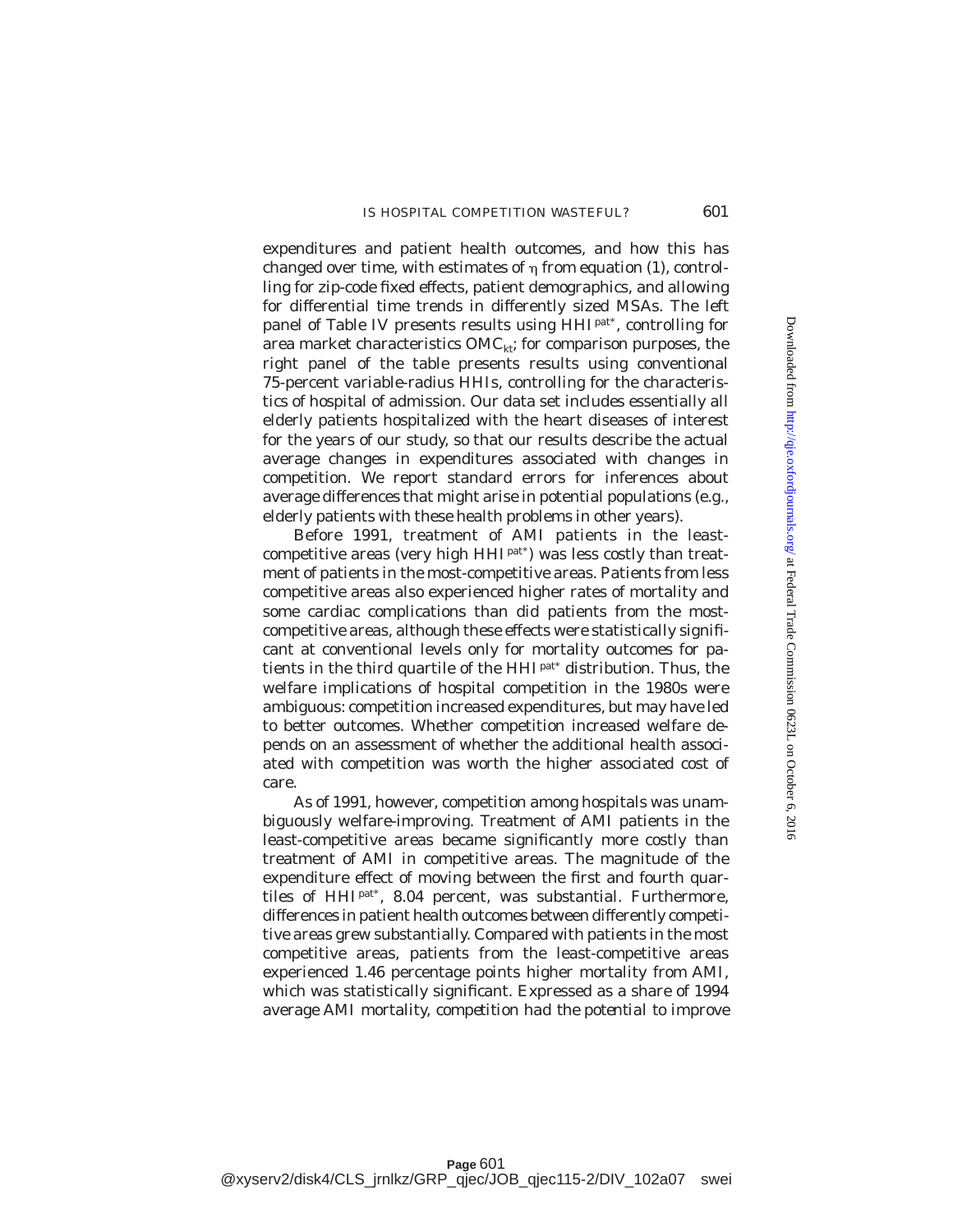expenditures and patient health outcomes, and how this has changed over time, with estimates of $\eta$ from equation (1), controlling for zip-code fixed effects, patient demographics, and allowing for differential time trends in differently sized MSAs. The left panel of Table IV presents results using $HHI^{pat*}$, controlling for area market characteristics $OMC_{kt}$; for comparison purposes, the right panel of the table presents results using conventional 75-percent variable-radius HHIs, controlling for the characteristics of hospital of admission. Our data set includes essentially all elderly patients hospitalized with the heart diseases of interest for the years of our study, so that our results describe the actual average changes in expenditures associated with changes in competition. We report standard errors for inferences about average differences that might arise in potential populations (e.g., elderly patients with these health problems in other years).

Before 1991, treatment of AMI patients in the least-competitive areas (very high $HHI^{pat*}$) was less costly than treatment of patients in the most-competitive areas. Patients from less competitive areas also experienced higher rates of mortality and some cardiac complications than did patients from the most-competitive areas, although these effects were statistically significant at conventional levels only for mortality outcomes for patients in the third quartile of the $HHI^{pat*}$ distribution. Thus, the welfare implications of hospital competition in the 1980s were ambiguous: competition increased expenditures, but may have led to better outcomes. Whether competition increased welfare depends on an assessment of whether the additional health associated with competition was worth the higher associated cost of care.

As of 1991, however, competition among hospitals was unambiguously welfare-improving. Treatment of AMI patients in the least-competitive areas became significantly more costly than treatment of AMI in competitive areas. The magnitude of the expenditure effect of moving between the first and fourth quartiles of $HHI^{pat*}$, 8.04 percent, was substantial. Furthermore, differences in patient health outcomes between differently competitive areas grew substantially. Compared with patients in the most competitive areas, patients from the least-competitive areas experienced 1.46 percentage points higher mortality from AMI, which was statistically significant. Expressed as a share of 1994 average AMI mortality, competition had the potential to improve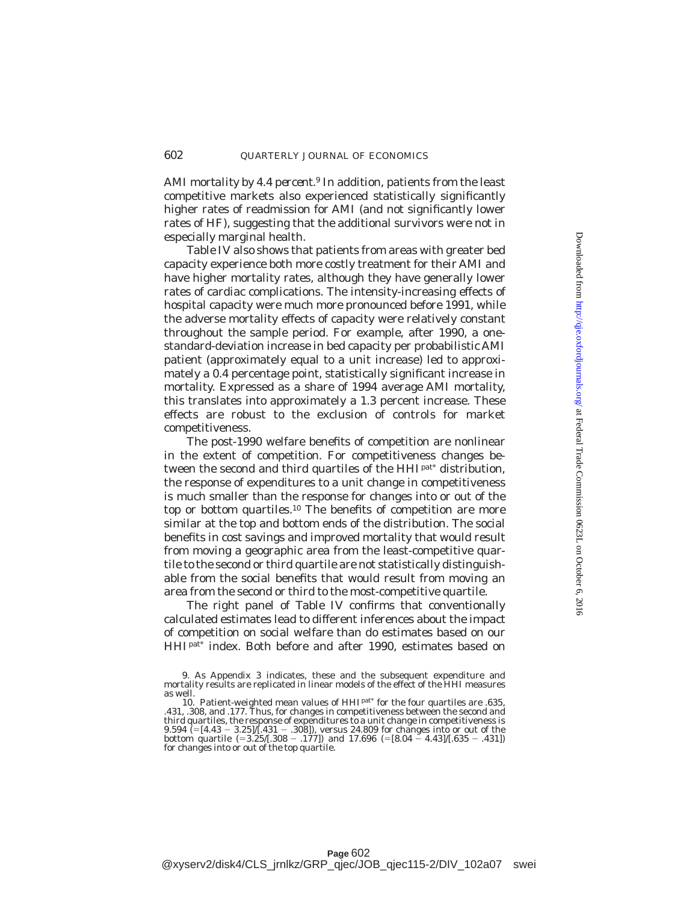AMI mortality by 4.4 *percent*.[9] In addition, patients from the least competitive markets also experienced statistically significantly higher rates of readmission for AMI (and not significantly lower rates of HF), suggesting that the additional survivors were not in especially marginal health.

Table IV also shows that patients from areas with greater bed capacity experience both more costly treatment for their AMI and have higher mortality rates, although they have generally lower rates of cardiac complications. The intensity-increasing effects of hospital capacity were much more pronounced before 1991, while the adverse mortality effects of capacity were relatively constant throughout the sample period. For example, after 1990, a one-standard-deviation increase in bed capacity per probabilistic AMI patient (approximately equal to a unit increase) led to approximately a 0.4 percentage point, statistically significant increase in mortality. Expressed as a share of 1994 average AMI mortality, this translates into approximately a 1.3 percent increase. These effects are robust to the exclusion of controls for market competitiveness.

The post-1990 welfare benefits of competition are nonlinear in the extent of competition. For competitiveness changes between the second and third quartiles of the $HHI^{pat*}$ distribution, the response of expenditures to a unit change in competitiveness is much smaller than the response for changes into or out of the top or bottom quartiles.[10] The benefits of competition are more similar at the top and bottom ends of the distribution. The social benefits in cost savings and improved mortality that would result from moving a geographic area from the least-competitive quartile to the second or third quartile are not statistically distinguishable from the social benefits that would result from moving an area from the second or third to the most-competitive quartile.

The right panel of Table IV confirms that conventionally calculated estimates lead to different inferences about the impact of competition on social welfare than do estimates based on our $HHI^{pat*}$ index. Both before and after 1990, estimates based on

9. As Appendix 3 indicates, these and the subsequent expenditure and mortality results are replicated in linear models of the effect of the HHI measures as well.

10. Patient-weighted mean values of $HHI^{pat*}$ for the four quartiles are .635, .431, .308, and .177. Thus, for changes in competitiveness between the second and third quartiles, the response of expenditures to a unit change in competitiveness is 9.594 ($=[4.43 - 3.25]/[.431 - .308]$), versus 24.809 for changes into or out of the bottom quartile ($=3.25/[.308 - .177]$) and 17.696 ($=[8.04 - 4.43]/[.635 - .431]$) for changes into or out of the top quartile.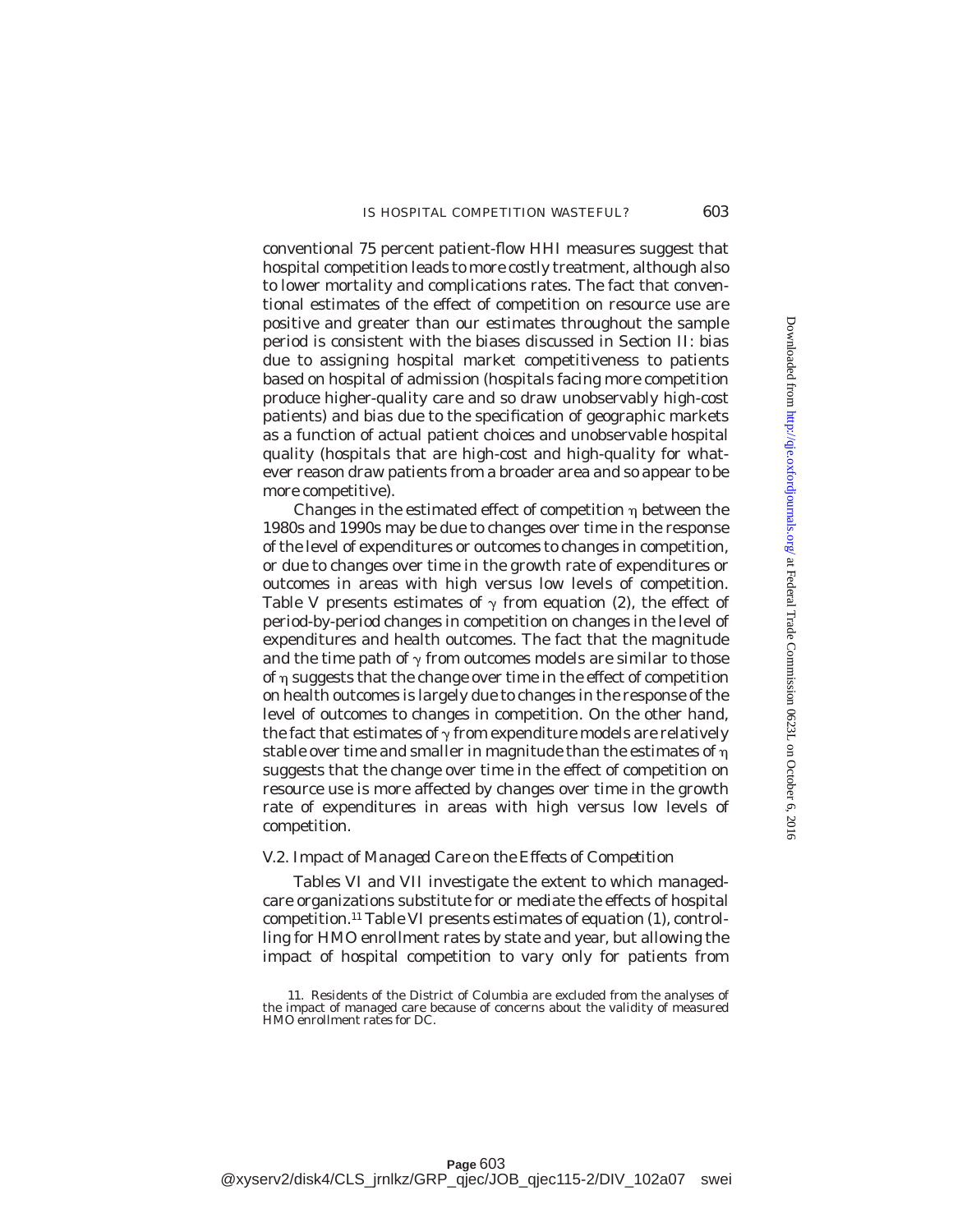conventional 75 percent patient-flow HHI measures suggest that hospital competition leads to more costly treatment, although also to lower mortality and complications rates. The fact that conventional estimates of the effect of competition on resource use are positive and greater than our estimates throughout the sample period is consistent with the biases discussed in Section II: bias due to assigning hospital market competitiveness to patients based on hospital of admission (hospitals facing more competition produce higher-quality care and so draw unobservably high-cost patients) and bias due to the specification of geographic markets as a function of actual patient choices and unobservable hospital quality (hospitals that are high-cost and high-quality for whatever reason draw patients from a broader area and so appear to be more competitive).

Changes in the estimated effect of competition $\eta$ between the 1980s and 1990s may be due to changes over time in the response of the level of expenditures or outcomes to changes in competition, or due to changes over time in the growth rate of expenditures or outcomes in areas with high versus low levels of competition. Table V presents estimates of $\gamma$ from equation (2), the effect of period-by-period changes in competition on changes in the level of expenditures and health outcomes. The fact that the magnitude and the time path of $\gamma$ from outcomes models are similar to those of $\eta$ suggests that the change over time in the effect of competition on health outcomes is largely due to changes in the response of the level of outcomes to changes in competition. On the other hand, the fact that estimates of $\gamma$ from expenditure models are relatively stable over time and smaller in magnitude than the estimates of $\eta$ suggests that the change over time in the effect of competition on resource use is more affected by changes over time in the growth rate of expenditures in areas with high versus low levels of competition.

### *V.2. Impact of Managed Care on the Effects of Competition*

Tables VI and VII investigate the extent to which managed-care organizations substitute for or mediate the effects of hospital competition.[11] Table VI presents estimates of equation (1), controlling for HMO enrollment rates by state and year, but allowing the impact of hospital competition to vary only for patients from

11. Residents of the District of Columbia are excluded from the analyses of the impact of managed care because of concerns about the validity of measured HMO enrollment rates for DC.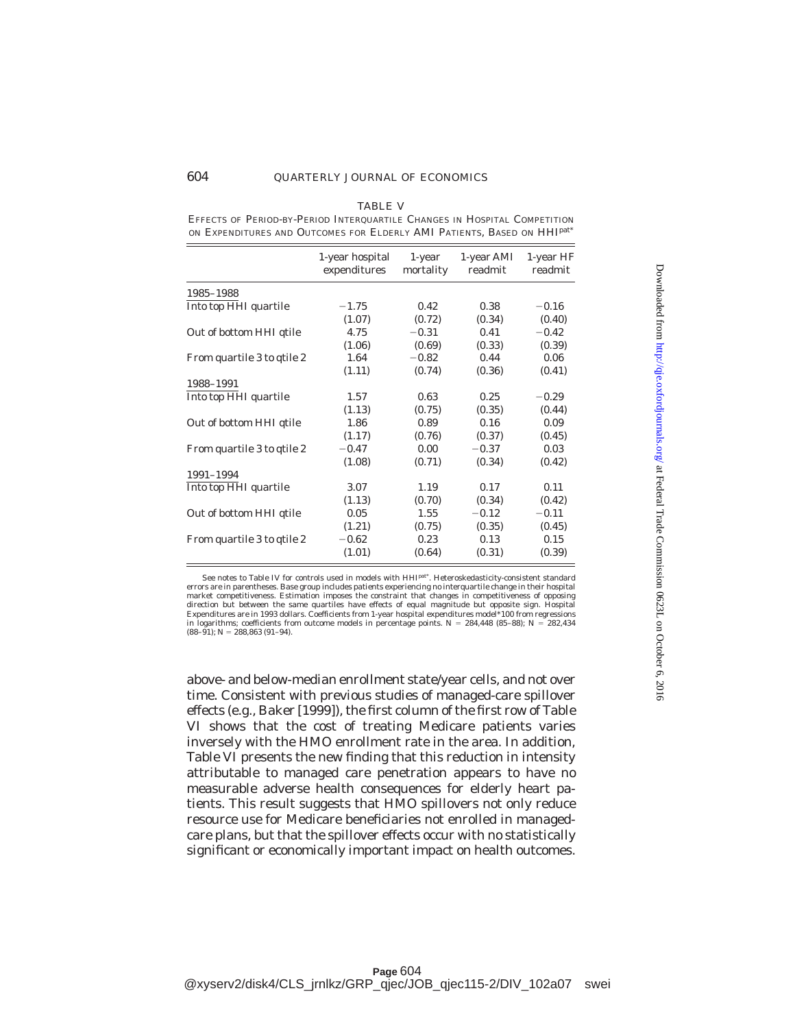TABLE V

EFFECTS OF PERIOD-BY-PERIOD INTERQUARTILE CHANGES IN HOSPITAL COMPETITION ON EXPENDITURES AND OUTCOMES FOR ELDERLY AMI PATIENTS, BASED ON HHI$^{pat*}$

| | 1-year hospital expenditures | 1-year mortality | 1-year AMI readmit | 1-year HF readmit |
|---|---|---|---|---|
| 1985–1988 | | | | |
| Into top HHI quartile | −1.75 | 0.42 | 0.38 | −0.16 |
| | (1.07) | (0.72) | (0.34) | (0.40) |
| Out of bottom HHI qtile | 4.75 | −0.31 | 0.41 | −0.42 |
| | (1.06) | (0.69) | (0.33) | (0.39) |
| From quartile 3 to qtile 2 | 1.64 | −0.82 | 0.44 | 0.06 |
| | (1.11) | (0.74) | (0.36) | (0.41) |
| 1988–1991 | | | | |
| Into top HHI quartile | 1.57 | 0.63 | 0.25 | −0.29 |
| | (1.13) | (0.75) | (0.35) | (0.44) |
| Out of bottom HHI qtile | 1.86 | 0.89 | 0.16 | 0.09 |
| | (1.17) | (0.76) | (0.37) | (0.45) |
| From quartile 3 to qtile 2 | −0.47 | 0.00 | −0.37 | 0.03 |
| | (1.08) | (0.71) | (0.34) | (0.42) |
| 1991–1994 | | | | |
| Into top HHI quartile | 3.07 | 1.19 | 0.17 | 0.11 |
| | (1.13) | (0.70) | (0.34) | (0.42) |
| Out of bottom HHI qtile | 0.05 | 1.55 | −0.12 | −0.11 |
| | (1.21) | (0.75) | (0.35) | (0.45) |
| From quartile 3 to qtile 2 | −0.62 | 0.23 | 0.13 | 0.15 |
| | (1.01) | (0.64) | (0.31) | (0.39) |

See notes to Table IV for controls used in models with HHI$^{pat*}$. Heteroskedasticity-consistent standard errors are in parentheses. Base group includes patients experiencing no interquartile change in their hospital market competitiveness. Estimation imposes the constraint that changes in competitiveness of opposing direction but between the same quartiles have effects of equal magnitude but opposite sign. Hospital Expenditures are in 1993 dollars. Coefficients from 1-year hospital expenditures model*100 from regressions in logarithms; coefficients from outcome models in percentage points. $N = 284{,}448$ (85–88); $N = 282{,}434$ (88–91); $N = 288{,}863$ (91–94).

above- and below-median enrollment state/year cells, and not over time. Consistent with previous studies of managed-care spillover effects (e.g., Baker [1999]), the first column of the first row of Table VI shows that the cost of treating Medicare patients varies inversely with the HMO enrollment rate in the area. In addition, Table VI presents the new finding that this reduction in intensity attributable to managed care penetration appears to have no measurable adverse health consequences for elderly heart patients. This result suggests that HMO spillovers not only reduce resource use for Medicare beneficiaries not enrolled in managed-care plans, but that the spillover effects occur with no statistically significant or economically important impact on health outcomes.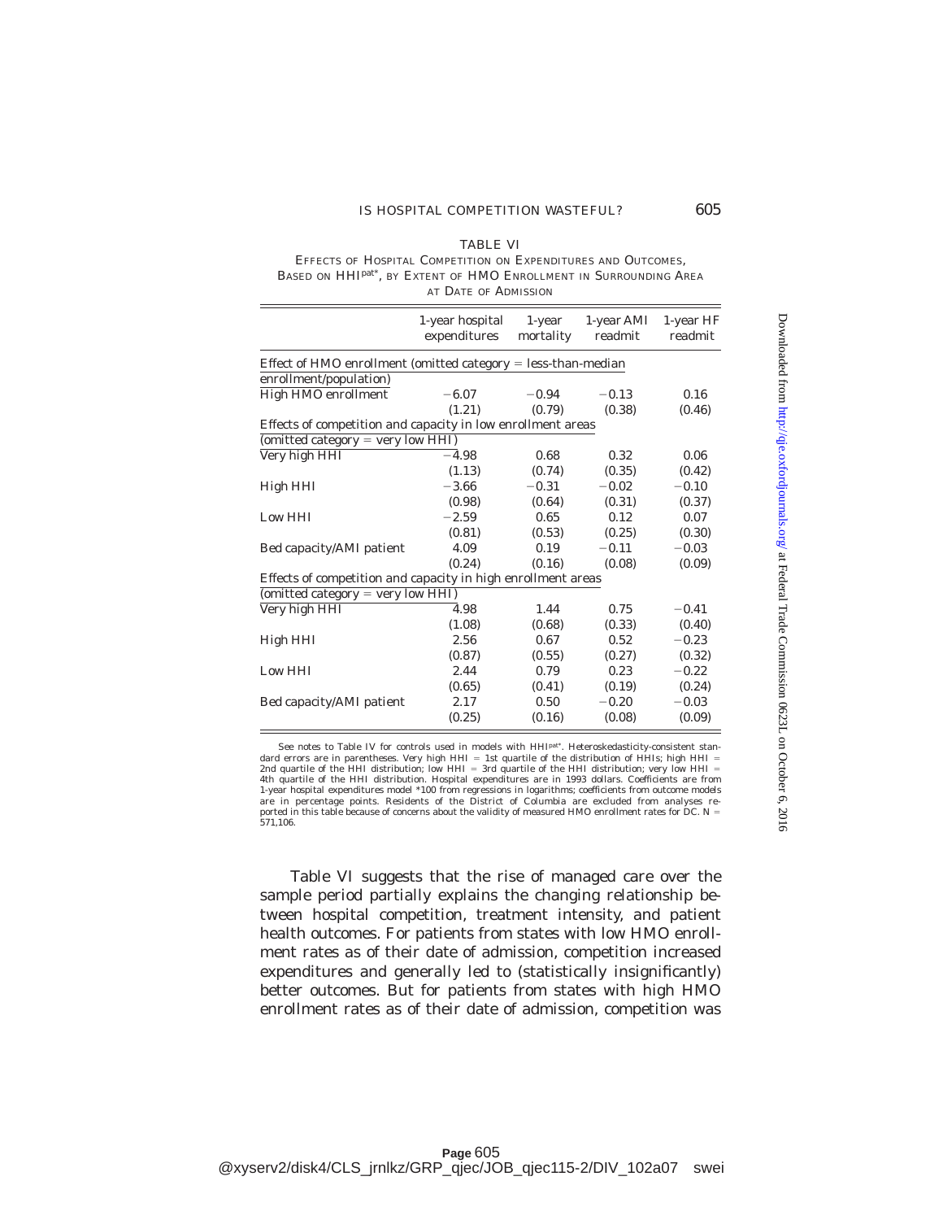TABLE VI

EFFECTS OF HOSPITAL COMPETITION ON EXPENDITURES AND OUTCOMES, BASED ON HHI$^{pat*}$, BY EXTENT OF HMO ENROLLMENT IN SURROUNDING AREA AT DATE OF ADMISSION

| | 1-year hospital expenditures | 1-year mortality | 1-year AMI readmit | 1-year HF readmit |
|---|---|---|---|---|
| *Effect of HMO enrollment (omitted category = less-than-median enrollment/population)* | | | | |
| High HMO enrollment | −6.07 | −0.94 | −0.13 | 0.16 |
| | (1.21) | (0.79) | (0.38) | (0.46) |
| *Effects of competition and capacity in low enrollment areas (omitted category = very low HHI)* | | | | |
| Very high HHI | −4.98 | 0.68 | 0.32 | 0.06 |
| | (1.13) | (0.74) | (0.35) | (0.42) |
| High HHI | −3.66 | −0.31 | −0.02 | −0.10 |
| | (0.98) | (0.64) | (0.31) | (0.37) |
| Low HHI | −2.59 | 0.65 | 0.12 | 0.07 |
| | (0.81) | (0.53) | (0.25) | (0.30) |
| Bed capacity/AMI patient | 4.09 | 0.19 | −0.11 | −0.03 |
| | (0.24) | (0.16) | (0.08) | (0.09) |
| *Effects of competition and capacity in high enrollment areas (omitted category = very low HHI)* | | | | |
| Very high HHI | 4.98 | 1.44 | 0.75 | −0.41 |
| | (1.08) | (0.68) | (0.33) | (0.40) |
| High HHI | 2.56 | 0.67 | 0.52 | −0.23 |
| | (0.87) | (0.55) | (0.27) | (0.32) |
| Low HHI | 2.44 | 0.79 | 0.23 | −0.22 |
| | (0.65) | (0.41) | (0.19) | (0.24) |
| Bed capacity/AMI patient | 2.17 | 0.50 | −0.20 | −0.03 |
| | (0.25) | (0.16) | (0.08) | (0.09) |

See notes to Table IV for controls used in models with HHI$^{pat*}$. Heteroskedasticity-consistent standard errors are in parentheses. Very high HHI = 1st quartile of the distribution of HHIs; high HHI = 2nd quartile of the HHI distribution; low HHI = 3rd quartile of the HHI distribution; very low HHI = 4th quartile of the HHI distribution. Hospital expenditures are in 1993 dollars. Coefficients are from 1-year hospital expenditures model *100 from regressions in logarithms; coefficients from outcome models are in percentage points. Residents of the District of Columbia are excluded from analyses reported in this table because of concerns about the validity of measured HMO enrollment rates for DC. N = 571,106.

Table VI suggests that the rise of managed care over the sample period partially explains the changing relationship between hospital competition, treatment intensity, and patient health outcomes. For patients from states with low HMO enrollment rates as of their date of admission, competition increased expenditures and generally led to (statistically insignificantly) better outcomes. But for patients from states with high HMO enrollment rates as of their date of admission, competition was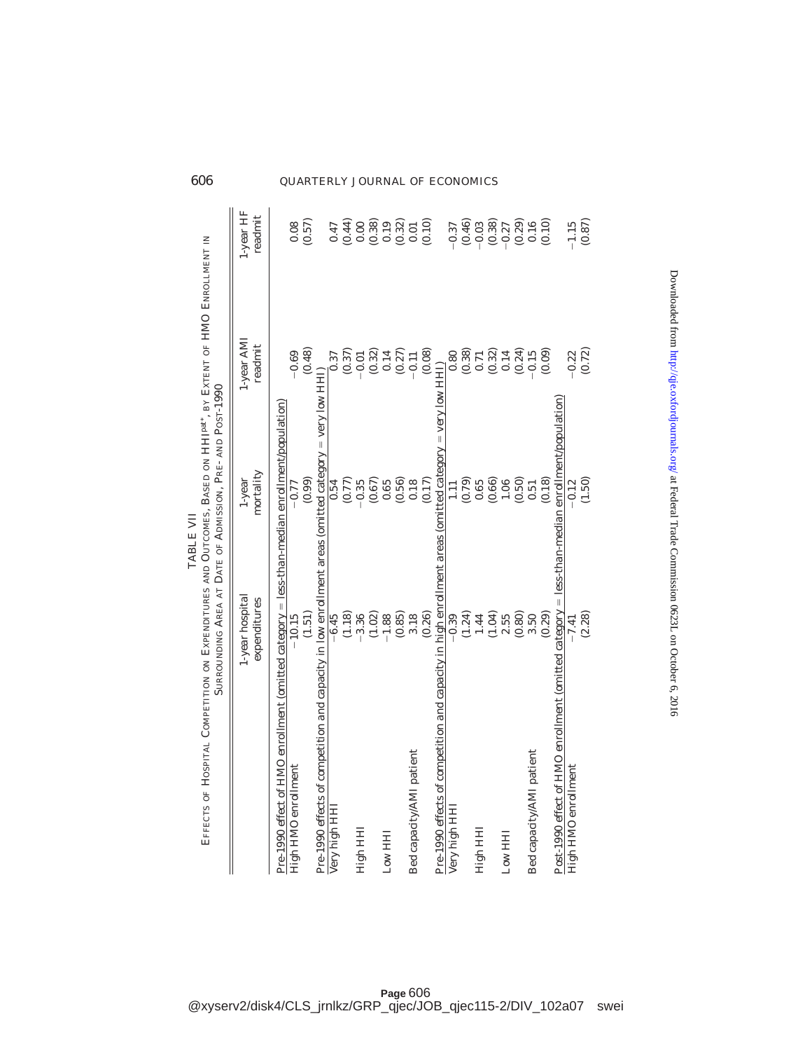TABLE VII

EFFECTS OF HOSPITAL COMPETITION ON EXPENDITURES AND OUTCOMES, BASED ON $HHI^{pat*}$, BY EXTENT OF HMO ENROLLMENT IN SURROUNDING AREA AT DATE OF ADMISSION, PRE- AND POST-1990

| | 1-year hospital expenditures | 1-year mortality | 1-year AMI readmit | 1-year HF readmit |
|---|---|---|---|---|
| *Pre-1990 effect of HMO enrollment (omitted category = less-than-median enrollment/population)* | | | | |
| High HMO enrollment | −10.15 | −0.77 | −0.69 | 0.08 |
| | (1.51) | (0.99) | (0.48) | (0.57) |
| *Pre-1990 effects of competition and capacity in low enrollment areas (omitted category = very low HHI)* | | | | |
| Very high HHI | −6.45 | 0.54 | 0.37 | 0.47 |
| | (1.18) | (0.77) | (0.37) | (0.44) |
| High HHI | −3.36 | −0.35 | −0.01 | 0.00 |
| | (1.02) | (0.67) | (0.32) | (0.38) |
| Low HHI | −1.88 | 0.65 | 0.14 | 0.19 |
| | (0.85) | (0.56) | (0.27) | (0.32) |
| Bed capacity/AMI patient | 3.18 | 0.18 | −0.11 | 0.01 |
| | (0.26) | (0.17) | (0.08) | (0.10) |
| *Pre-1990 effects of competition and capacity in high enrollment areas (omitted category = very low HHI)* | | | | |
| Very high HHI | −0.39 | 1.11 | 0.80 | −0.37 |
| | (1.24) | (0.79) | (0.38) | (0.46) |
| High HHI | 1.44 | 0.65 | 0.71 | −0.03 |
| | (1.04) | (0.66) | (0.32) | (0.38) |
| Low HHI | 2.55 | 1.06 | 0.14 | −0.27 |
| | (0.80) | (0.50) | (0.24) | (0.29) |
| Bed capacity/AMI patient | 3.50 | 0.51 | −0.15 | 0.16 |
| | (0.29) | (0.18) | (0.09) | (0.10) |
| *Post-1990 effect of HMO enrollment (omitted category = less-than-median enrollment/population)* | | | | |
| High HMO enrollment | −7.41 | −0.12 | −0.22 | −1.15 |
| | (2.28) | (1.50) | (0.72) | (0.87) |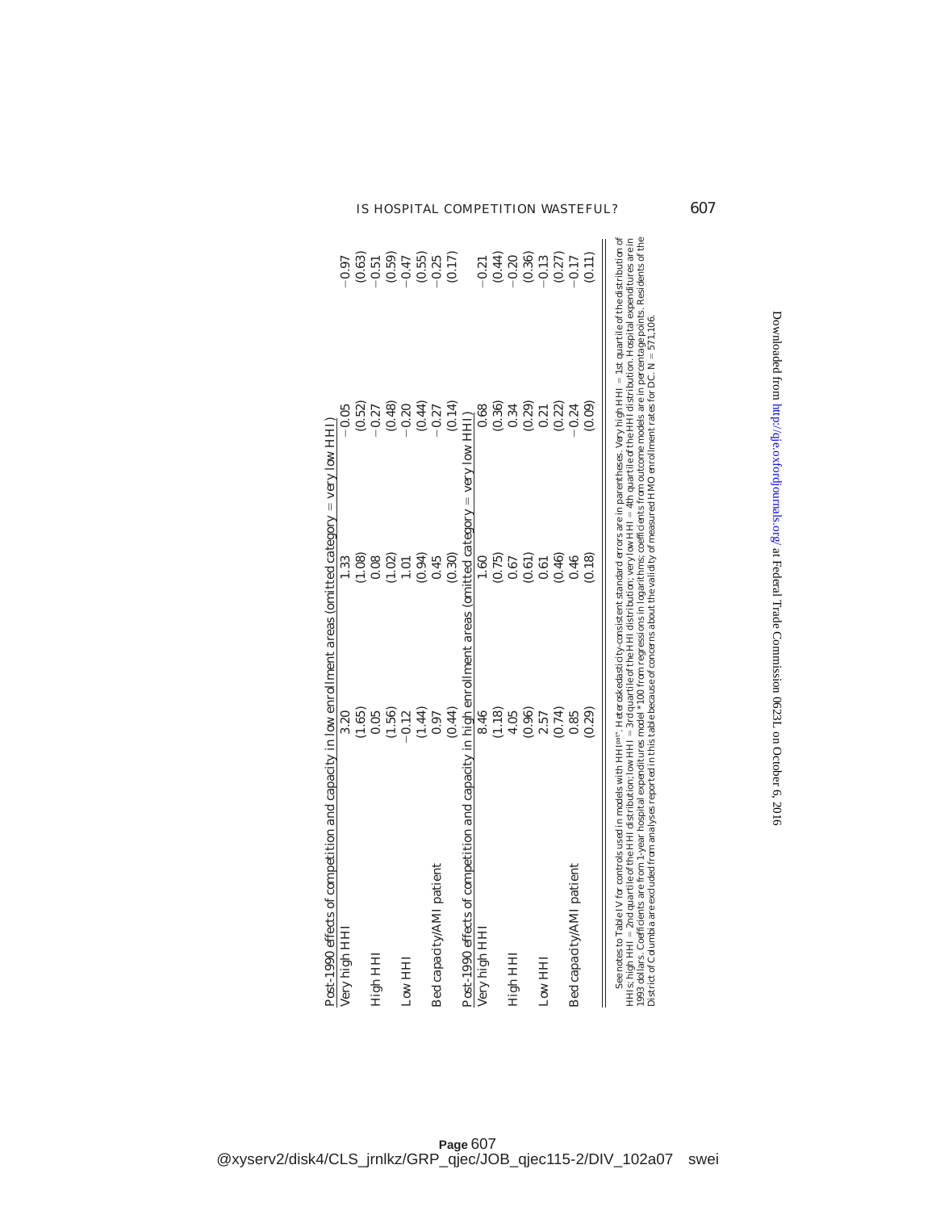| | | | | |
|---|---|---|---|---|
| Post-1990 effects of competition and capacity in low enrollment areas (omitted category = very low HHI) | | | | |
| Very high HHI | 3.20 | 1.33 | −0.05 | −0.97 |
| | (1.65) | (1.08) | (0.52) | (0.63) |
| High HHI | 0.05 | 0.08 | −0.27 | −0.51 |
| | (1.56) | (1.02) | (0.48) | (0.59) |
| Low HHI | −0.12 | 1.01 | −0.20 | −0.47 |
| | (1.44) | (0.94) | (0.44) | (0.55) |
| Bed capacity/AMI patient | 0.97 | 0.45 | −0.27 | −0.25 |
| | (0.44) | (0.30) | (0.14) | (0.17) |
| Post-1990 effects of competition and capacity in high enrollment areas (omitted category = very low HHI) | | | | |
| Very high HHI | 8.46 | 1.60 | 0.68 | −0.21 |
| | (1.18) | (0.75) | (0.36) | (0.44) |
| High HHI | 4.05 | 0.67 | 0.34 | −0.20 |
| | (0.96) | (0.61) | (0.29) | (0.36) |
| Low HHI | 2.57 | 0.61 | 0.21 | −0.13 |
| | (0.74) | (0.46) | (0.22) | (0.27) |
| Bed capacity/AMI patient | 0.85 | 0.46 | −0.24 | −0.17 |
| | (0.29) | (0.18) | (0.09) | (0.11) |

See notes to Table IV for controls used in models with $HHI^{pat}$. Heteroskedasticity-consistent standard errors are in parentheses. Very high HHI = 1st quartile of the distribution of HHIs; high HHI = 2nd quartile of the HHI distribution; low HHI = 3rd quartile of the HHI distribution; very low HHI = 4th quartile of the HHI distribution. Hospital expenditures are in 1993 dollars. Coefficients are from 1-year hospital expenditures model *100 from regressions in logarithms; coefficients from outcome models are in percentage points. Residents of the District of Columbia are excluded from analyses reported in this table because of concerns about the validity of measured HMO enrollment rates for DC. N = 571,106.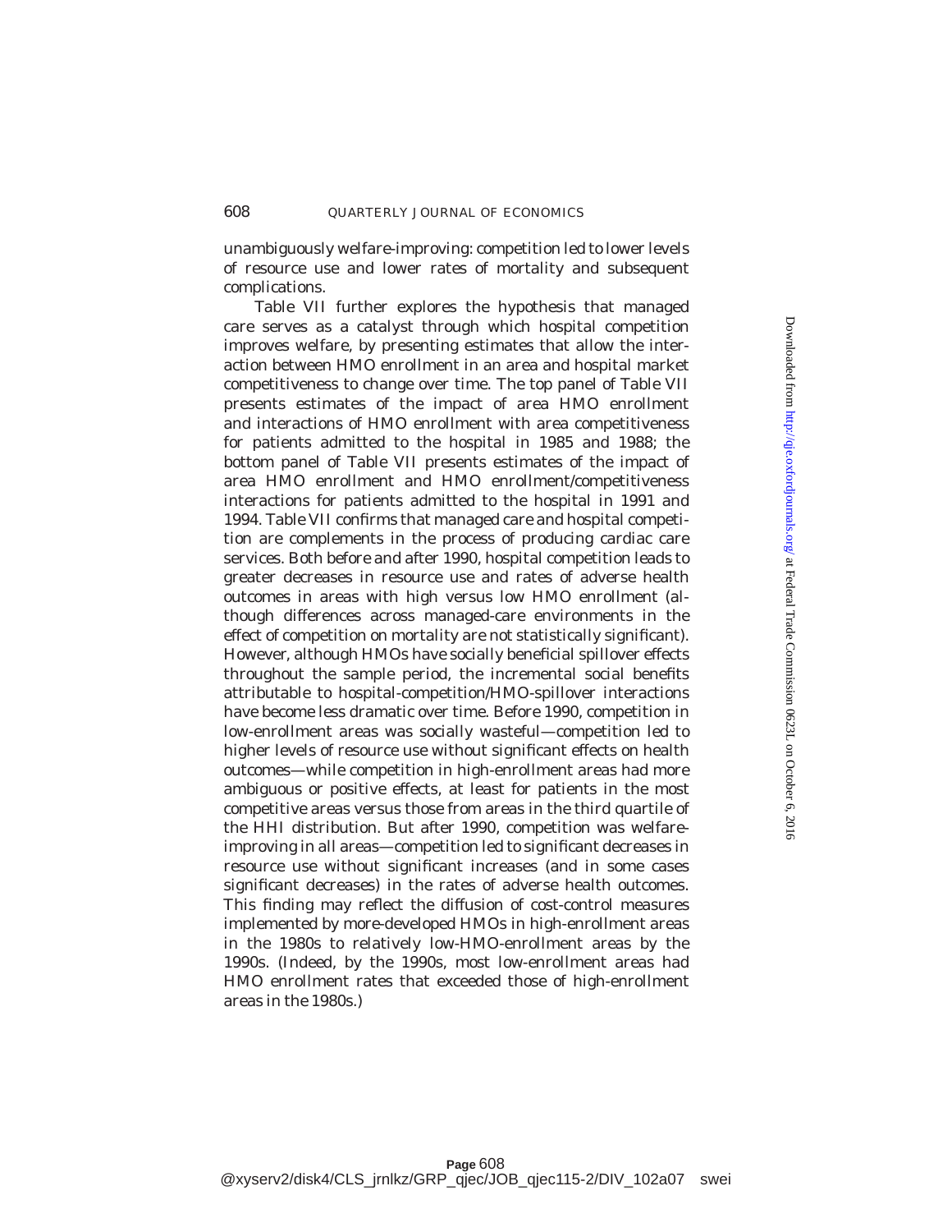unambiguously welfare-improving: competition led to lower levels of resource use and lower rates of mortality and subsequent complications.

Table VII further explores the hypothesis that managed care serves as a catalyst through which hospital competition improves welfare, by presenting estimates that allow the interaction between HMO enrollment in an area and hospital market competitiveness to change over time. The top panel of Table VII presents estimates of the impact of area HMO enrollment and interactions of HMO enrollment with area competitiveness for patients admitted to the hospital in 1985 and 1988; the bottom panel of Table VII presents estimates of the impact of area HMO enrollment and HMO enrollment/competitiveness interactions for patients admitted to the hospital in 1991 and 1994. Table VII confirms that managed care and hospital competition are complements in the process of producing cardiac care services. Both before and after 1990, hospital competition leads to greater decreases in resource use and rates of adverse health outcomes in areas with high versus low HMO enrollment (although differences across managed-care environments in the effect of competition on mortality are not statistically significant). However, although HMOs have socially beneficial spillover effects throughout the sample period, the incremental social benefits attributable to hospital-competition/HMO-spillover interactions have become less dramatic over time. Before 1990, competition in low-enrollment areas was socially wasteful—competition led to higher levels of resource use without significant effects on health outcomes—while competition in high-enrollment areas had more ambiguous or positive effects, at least for patients in the most competitive areas versus those from areas in the third quartile of the HHI distribution. But after 1990, competition was welfare-improving in all areas—competition led to significant decreases in resource use without significant increases (and in some cases significant decreases) in the rates of adverse health outcomes. This finding may reflect the diffusion of cost-control measures implemented by more-developed HMOs in high-enrollment areas in the 1980s to relatively low-HMO-enrollment areas by the 1990s. (Indeed, by the 1990s, most low-enrollment areas had HMO enrollment rates that exceeded those of high-enrollment areas in the 1980s.)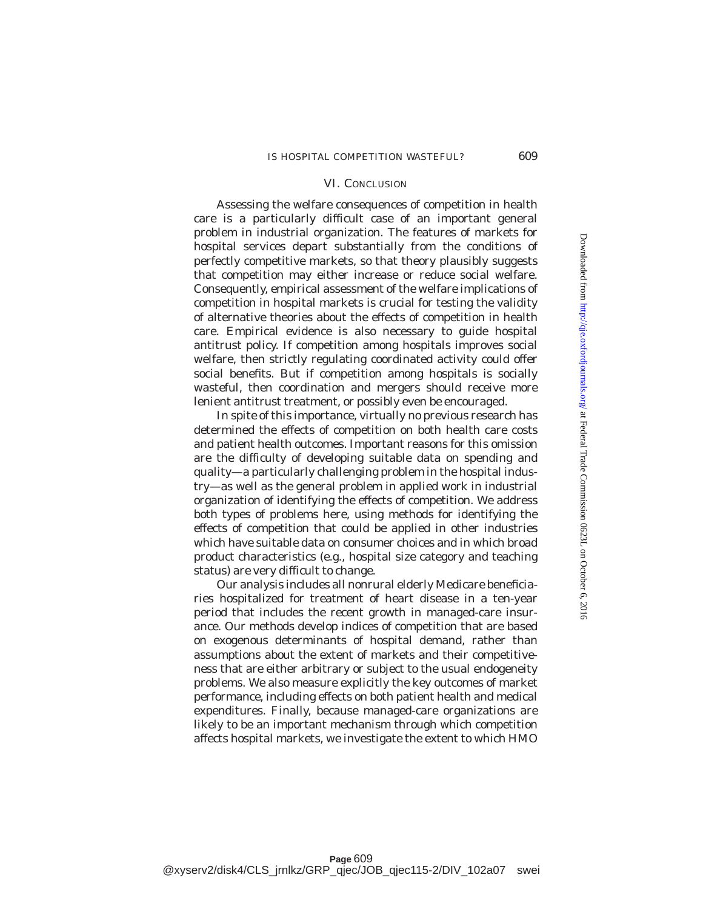## VI. Conclusion

Assessing the welfare consequences of competition in health care is a particularly difficult case of an important general problem in industrial organization. The features of markets for hospital services depart substantially from the conditions of perfectly competitive markets, so that theory plausibly suggests that competition may either increase or reduce social welfare. Consequently, empirical assessment of the welfare implications of competition in hospital markets is crucial for testing the validity of alternative theories about the effects of competition in health care. Empirical evidence is also necessary to guide hospital antitrust policy. If competition among hospitals improves social welfare, then strictly regulating coordinated activity could offer social benefits. But if competition among hospitals is socially wasteful, then coordination and mergers should receive more lenient antitrust treatment, or possibly even be encouraged.

In spite of this importance, virtually no previous research has determined the effects of competition on both health care costs and patient health outcomes. Important reasons for this omission are the difficulty of developing suitable data on spending and quality—a particularly challenging problem in the hospital industry—as well as the general problem in applied work in industrial organization of identifying the effects of competition. We address both types of problems here, using methods for identifying the effects of competition that could be applied in other industries which have suitable data on consumer choices and in which broad product characteristics (e.g., hospital size category and teaching status) are very difficult to change.

Our analysis includes all nonrural elderly Medicare beneficiaries hospitalized for treatment of heart disease in a ten-year period that includes the recent growth in managed-care insurance. Our methods develop indices of competition that are based on exogenous determinants of hospital demand, rather than assumptions about the extent of markets and their competitiveness that are either arbitrary or subject to the usual endogeneity problems. We also measure explicitly the key outcomes of market performance, including effects on both patient health and medical expenditures. Finally, because managed-care organizations are likely to be an important mechanism through which competition affects hospital markets, we investigate the extent to which HMO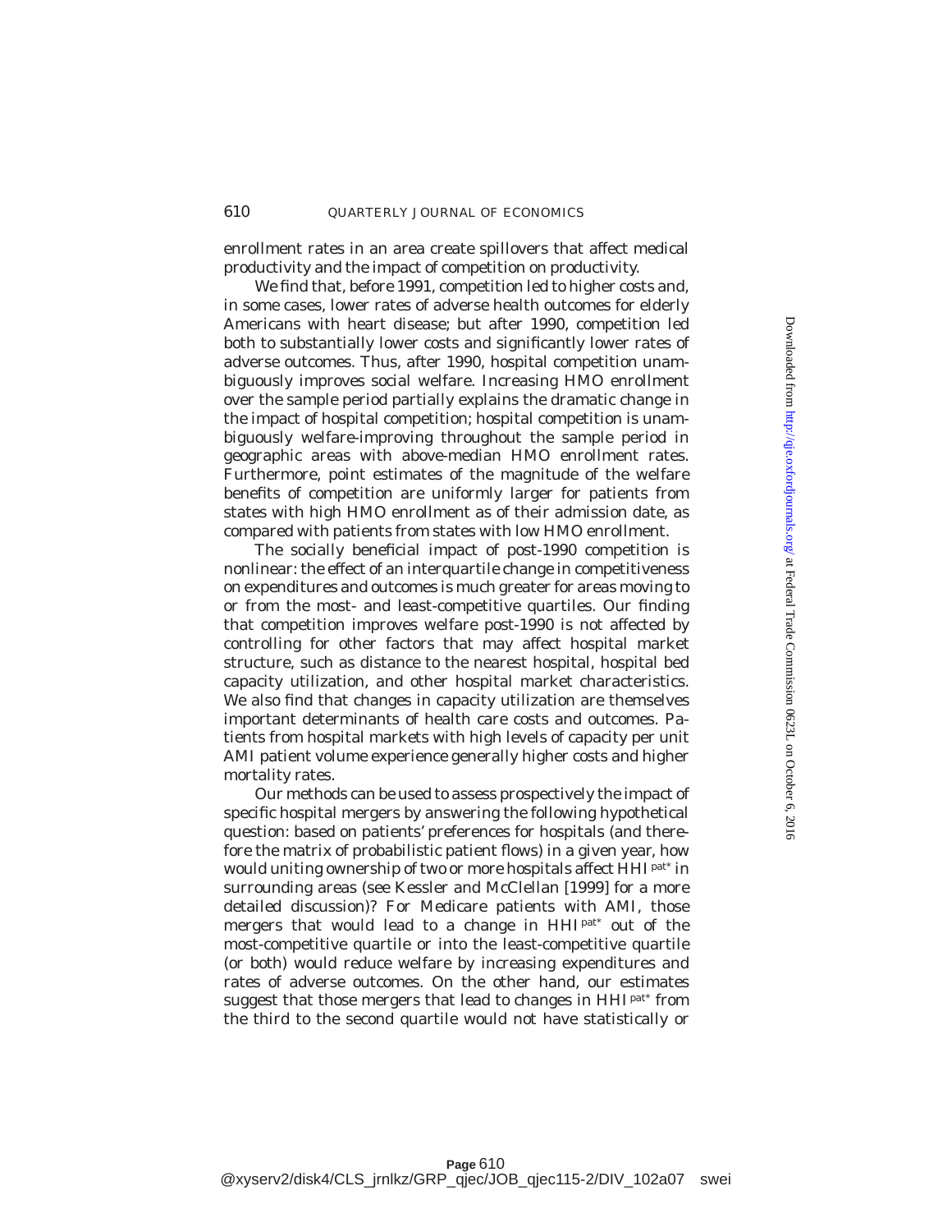enrollment rates in an area create spillovers that affect medical productivity and the impact of competition on productivity.

We find that, before 1991, competition led to higher costs and, in some cases, lower rates of adverse health outcomes for elderly Americans with heart disease; but after 1990, competition led both to substantially lower costs and significantly lower rates of adverse outcomes. Thus, after 1990, hospital competition unambiguously improves social welfare. Increasing HMO enrollment over the sample period partially explains the dramatic change in the impact of hospital competition; hospital competition is unambiguously welfare-improving throughout the sample period in geographic areas with above-median HMO enrollment rates. Furthermore, point estimates of the magnitude of the welfare benefits of competition are uniformly larger for patients from states with high HMO enrollment as of their admission date, as compared with patients from states with low HMO enrollment.

The socially beneficial impact of post-1990 competition is nonlinear: the effect of an interquartile change in competitiveness on expenditures and outcomes is much greater for areas moving to or from the most- and least-competitive quartiles. Our finding that competition improves welfare post-1990 is not affected by controlling for other factors that may affect hospital market structure, such as distance to the nearest hospital, hospital bed capacity utilization, and other hospital market characteristics. We also find that changes in capacity utilization are themselves important determinants of health care costs and outcomes. Patients from hospital markets with high levels of capacity per unit AMI patient volume experience generally higher costs and higher mortality rates.

Our methods can be used to assess prospectively the impact of specific hospital mergers by answering the following hypothetical question: based on patients' preferences for hospitals (and therefore the matrix of probabilistic patient flows) in a given year, how would uniting ownership of two or more hospitals affect $HHI^{pat*}$ in surrounding areas (see Kessler and McClellan [1999] for a more detailed discussion)? For Medicare patients with AMI, those mergers that would lead to a change in $HHI^{pat*}$ out of the most-competitive quartile or into the least-competitive quartile (or both) would reduce welfare by increasing expenditures and rates of adverse outcomes. On the other hand, our estimates suggest that those mergers that lead to changes in $HHI^{pat*}$ from the third to the second quartile would not have statistically or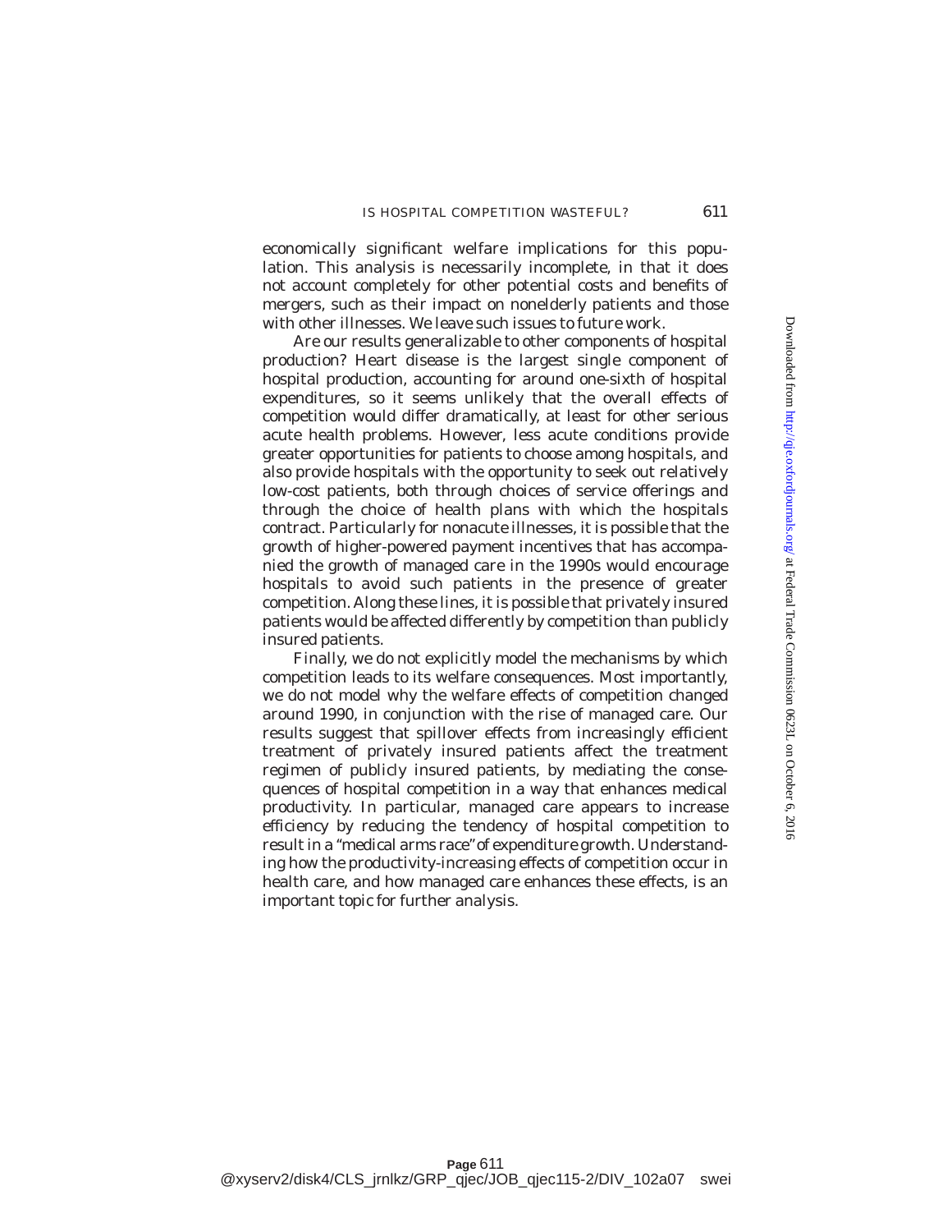economically significant welfare implications for this population. This analysis is necessarily incomplete, in that it does not account completely for other potential costs and benefits of mergers, such as their impact on nonelderly patients and those with other illnesses. We leave such issues to future work.

Are our results generalizable to other components of hospital production? Heart disease is the largest single component of hospital production, accounting for around one-sixth of hospital expenditures, so it seems unlikely that the overall effects of competition would differ dramatically, at least for other serious acute health problems. However, less acute conditions provide greater opportunities for patients to choose among hospitals, and also provide hospitals with the opportunity to seek out relatively low-cost patients, both through choices of service offerings and through the choice of health plans with which the hospitals contract. Particularly for nonacute illnesses, it is possible that the growth of higher-powered payment incentives that has accompanied the growth of managed care in the 1990s would encourage hospitals to avoid such patients in the presence of greater competition. Along these lines, it is possible that privately insured patients would be affected differently by competition than publicly insured patients.

Finally, we do not explicitly model the mechanisms by which competition leads to its welfare consequences. Most importantly, we do not model why the welfare effects of competition changed around 1990, in conjunction with the rise of managed care. Our results suggest that spillover effects from increasingly efficient treatment of privately insured patients affect the treatment regimen of publicly insured patients, by mediating the consequences of hospital competition in a way that enhances medical productivity. In particular, managed care appears to increase efficiency by reducing the tendency of hospital competition to result in a "medical arms race" of expenditure growth. Understanding how the productivity-increasing effects of competition occur in health care, and how managed care enhances these effects, is an important topic for further analysis.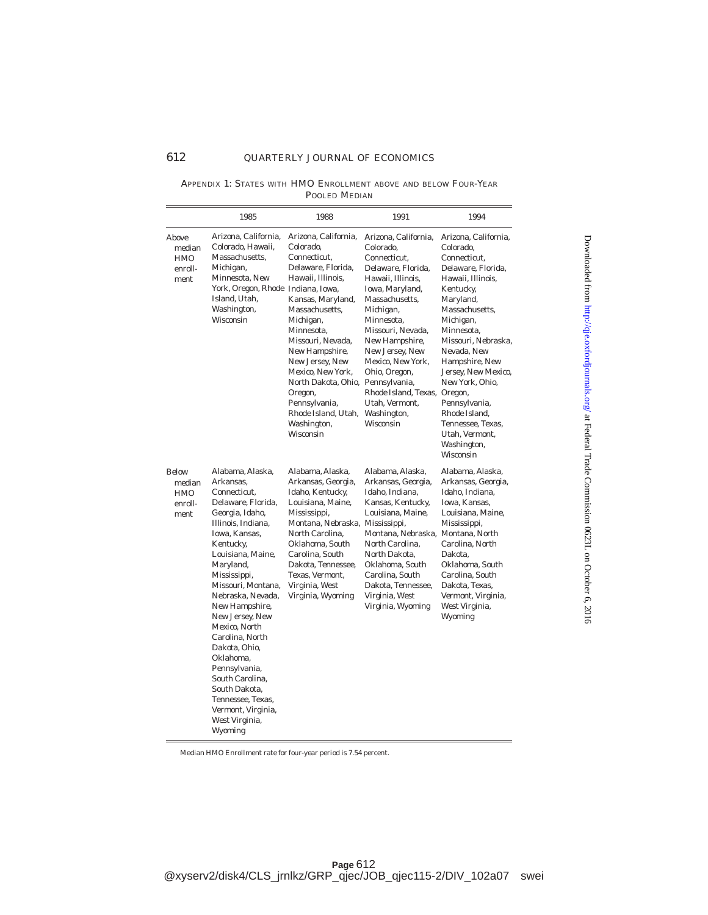APPENDIX 1: STATES WITH HMO ENROLLMENT ABOVE AND BELOW FOUR-YEAR POOLED MEDIAN

| | 1985 | 1988 | 1991 | 1994 |
|---|---|---|---|---|
| Above median HMO enrollment | Arizona, California, Colorado, Hawaii, Massachusetts, Michigan, Minnesota, New York, Oregon, Rhode Island, Utah, Washington, Wisconsin | Arizona, California, Colorado, Connecticut, Delaware, Florida, Hawaii, Illinois, Indiana, Iowa, Kansas, Maryland, Massachusetts, Michigan, Minnesota, Missouri, Nevada, New Hampshire, New Jersey, New Mexico, New York, North Dakota, Ohio, Oregon, Pennsylvania, Rhode Island, Utah, Washington, Wisconsin | Arizona, California, Colorado, Connecticut, Delaware, Florida, Hawaii, Illinois, Iowa, Maryland, Massachusetts, Michigan, Minnesota, Missouri, Nevada, New Hampshire, New Jersey, New Mexico, New York, Ohio, Oregon, Pennsylvania, Rhode Island, Texas, Utah, Vermont, Washington, Wisconsin | Arizona, California, Colorado, Connecticut, Delaware, Florida, Hawaii, Illinois, Kentucky, Maryland, Massachusetts, Michigan, Minnesota, Missouri, Nebraska, Nevada, New Hampshire, New Jersey, New Mexico, New York, Ohio, Oregon, Pennsylvania, Rhode Island, Tennessee, Texas, Utah, Vermont, Washington, Wisconsin |
| Below median HMO enrollment | Alabama, Alaska, Arkansas, Connecticut, Delaware, Florida, Georgia, Idaho, Illinois, Indiana, Iowa, Kansas, Kentucky, Louisiana, Maine, Maryland, Mississippi, Missouri, Montana, Nebraska, Nevada, New Hampshire, New Jersey, New Mexico, North Carolina, North Dakota, Ohio, Oklahoma, Pennsylvania, South Carolina, South Dakota, Tennessee, Texas, Vermont, Virginia, West Virginia, Wyoming | Alabama, Alaska, Arkansas, Georgia, Idaho, Kentucky, Louisiana, Maine, Mississippi, Montana, Nebraska, North Carolina, Oklahoma, South Carolina, South Dakota, Tennessee, Texas, Vermont, Virginia, West Virginia, Wyoming | Alabama, Alaska, Arkansas, Georgia, Idaho, Indiana, Kansas, Kentucky, Louisiana, Maine, Mississippi, Montana, Nebraska, North Carolina, North Dakota, Oklahoma, South Carolina, South Dakota, Tennessee, Virginia, West Virginia, Wyoming | Alabama, Alaska, Arkansas, Georgia, Idaho, Indiana, Iowa, Kansas, Louisiana, Maine, Mississippi, Montana, North Carolina, North Dakota, Oklahoma, South Carolina, South Dakota, Texas, Vermont, Virginia, West Virginia, Wyoming |

Median HMO Enrollment rate for four-year period is 7.54 percent.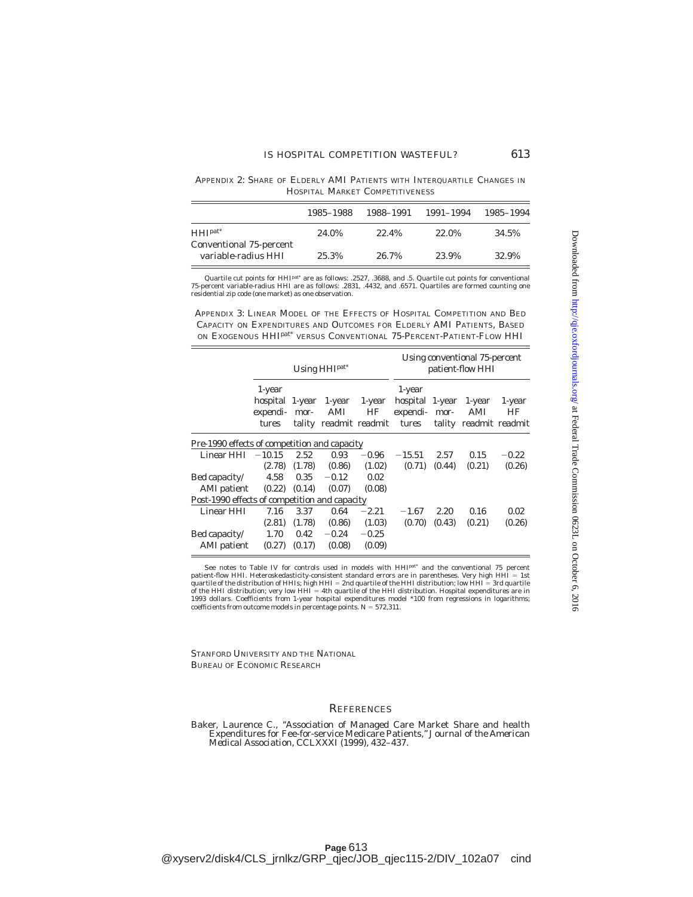APPENDIX 2: SHARE OF ELDERLY AMI PATIENTS WITH INTERQUARTILE CHANGES IN HOSPITAL MARKET COMPETITIVENESS

| | 1985–1988 | 1988–1991 | 1991–1994 | 1985–1994 |
|---|---|---|---|---|
| $HHI^{pat*}$ | 24.0% | 22.4% | 22.0% | 34.5% |
| Conventional 75-percent variable-radius HHI | 25.3% | 26.7% | 23.9% | 32.9% |

Quartile cut points for $HHI^{pat*}$ are as follows: .2527, .3688, and .5. Quartile cut points for conventional 75-percent variable-radius HHI are as follows: .2831, .4432, and .6571. Quartiles are formed counting one residential zip code (one market) as one observation.

APPENDIX 3: LINEAR MODEL OF THE EFFECTS OF HOSPITAL COMPETITION AND BED CAPACITY ON EXPENDITURES AND OUTCOMES FOR ELDERLY AMI PATIENTS, BASED ON EXOGENOUS $HHI^{pat*}$ VERSUS CONVENTIONAL 75-PERCENT-PATIENT-FLOW HHI

| | Using $HHI^{pat*}$ | | | | Using conventional 75-percent patient-flow HHI | | | |
|---|---|---|---|---|---|---|---|---|
| | 1-year hospital expenditures | 1-year mortality | 1-year AMI readmit | 1-year HF readmit | 1-year hospital expenditures | 1-year mortality | 1-year AMI readmit | 1-year HF readmit |
| *Pre-1990 effects of competition and capacity* | | | | | | | | |
| Linear HHI | −10.15 | 2.52 | 0.93 | −0.96 | −15.51 | 2.57 | 0.15 | −0.22 |
| | (2.78) | (1.78) | (0.86) | (1.02) | (0.71) | (0.44) | (0.21) | (0.26) |
| Bed capacity/ AMI patient | 4.58 | 0.35 | −0.12 | 0.02 | | | | |
| | (0.22) | (0.14) | (0.07) | (0.08) | | | | |
| *Post-1990 effects of competition and capacity* | | | | | | | | |
| Linear HHI | 7.16 | 3.37 | 0.64 | −2.21 | −1.67 | 2.20 | 0.16 | 0.02 |
| | (2.81) | (1.78) | (0.86) | (1.03) | (0.70) | (0.43) | (0.21) | (0.26) |
| Bed capacity/ AMI patient | 1.70 | 0.42 | −0.24 | −0.25 | | | | |
| | (0.27) | (0.17) | (0.08) | (0.09) | | | | |

See notes to Table IV for controls used in models with $HHI^{pat*}$ and the conventional 75 percent patient-flow HHI. Heteroskedasticity-consistent standard errors are in parentheses. Very high HHI = 1st quartile of the distribution of HHIs; high HHI = 2nd quartile of the HHI distribution; low HHI = 3rd quartile of the HHI distribution; very low HHI = 4th quartile of the HHI distribution. Hospital expenditures are in 1993 dollars. Coefficients from 1-year hospital expenditures model *100 from regressions in logarithms; coefficients from outcome models in percentage points. N = 572,311.

STANFORD UNIVERSITY AND THE NATIONAL BUREAU OF ECONOMIC RESEARCH

## REFERENCES

Baker, Laurence C., "Association of Managed Care Market Share and health Expenditures for Fee-for-service Medicare Patients," *Journal of the American Medical Association*, CCLXXXI (1999), 432–437.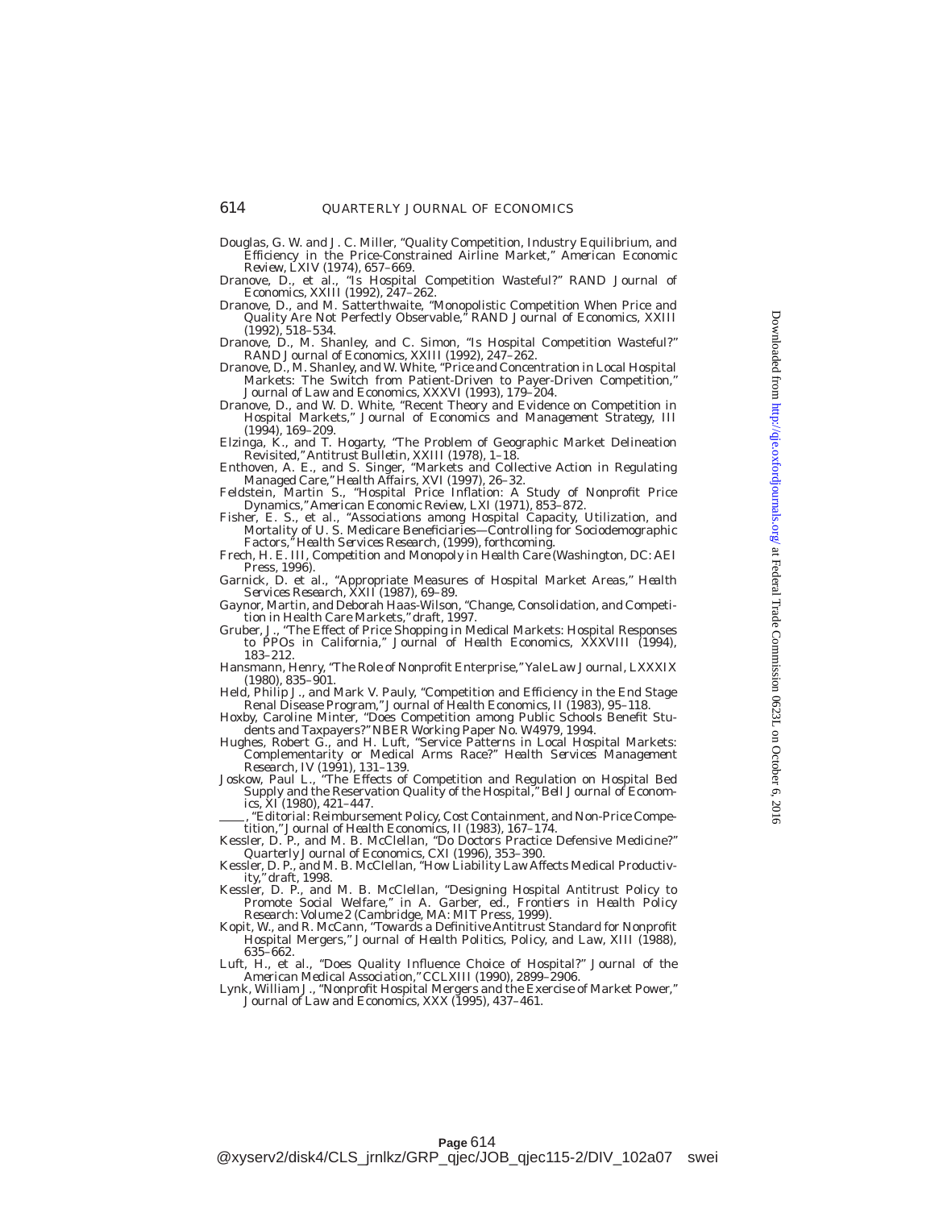Douglas, G. W. and J. C. Miller, "Quality Competition, Industry Equilibrium, and Efficiency in the Price-Constrained Airline Market," *American Economic Review*, LXIV (1974), 657–669.

Dranove, D., et al., "Is Hospital Competition Wasteful?" *RAND Journal of Economics*, XXIII (1992), 247–262.

Dranove, D., and M. Satterthwaite, "Monopolistic Competition When Price and Quality Are Not Perfectly Observable," *RAND Journal of Economics*, XXIII (1992), 518–534.

Dranove, D., M. Shanley, and C. Simon, "Is Hospital Competition Wasteful?" *RAND Journal of Economics*, XXIII (1992), 247–262.

Dranove, D., M. Shanley, and W. White, "Price and Concentration in Local Hospital Markets: The Switch from Patient-Driven to Payer-Driven Competition," *Journal of Law and Economics*, XXXVI (1993), 179–204.

Dranove, D., and W. D. White, "Recent Theory and Evidence on Competition in Hospital Markets," *Journal of Economics and Management Strategy*, III (1994), 169–209.

Elzinga, K., and T. Hogarty, "The Problem of Geographic Market Delineation Revisited," *Antitrust Bulletin*, XXIII (1978), 1–18.

Enthoven, A. E., and S. Singer, "Markets and Collective Action in Regulating Managed Care," *Health Affairs*, XVI (1997), 26–32.

Feldstein, Martin S., "Hospital Price Inflation: A Study of Nonprofit Price Dynamics," *American Economic Review*, LXI (1971), 853–872.

Fisher, E. S., et al., "Associations among Hospital Capacity, Utilization, and Mortality of U. S. Medicare Beneficiaries—Controlling for Sociodemographic Factors," *Health Services Research*, (1999), forthcoming.

Frech, H. E. III, *Competition and Monopoly in Health Care* (Washington, DC: AEI Press, 1996).

Garnick, D. et al., "Appropriate Measures of Hospital Market Areas," *Health Services Research*, XXII (1987), 69–89.

Gaynor, Martin, and Deborah Haas-Wilson, "Change, Consolidation, and Competition in Health Care Markets," draft, 1997.

Gruber, J., "The Effect of Price Shopping in Medical Markets: Hospital Responses to PPOs in California," *Journal of Health Economics*, XXXVIII (1994), 183–212.

Hansmann, Henry, "The Role of Nonprofit Enterprise," *Yale Law Journal*, LXXXIX (1980), 835–901.

Held, Philip J., and Mark V. Pauly, "Competition and Efficiency in the End Stage Renal Disease Program," *Journal of Health Economics*, II (1983), 95–118.

Hoxby, Caroline Minter, "Does Competition among Public Schools Benefit Students and Taxpayers?" NBER Working Paper No. W4979, 1994.

Hughes, Robert G., and H. Luft, "Service Patterns in Local Hospital Markets: Complementarity or Medical Arms Race?" *Health Services Management Research*, IV (1991), 131–139.

Joskow, Paul L., "The Effects of Competition and Regulation on Hospital Bed Supply and the Reservation Quality of the Hospital," *Bell Journal of Economics*, XI (1980), 421–447.

——, "Editorial: Reimbursement Policy, Cost Containment, and Non-Price Competition," *Journal of Health Economics*, II (1983), 167–174.

Kessler, D. P., and M. B. McClellan, "Do Doctors Practice Defensive Medicine?" *Quarterly Journal of Economics*, CXI (1996), 353–390.

Kessler, D. P., and M. B. McClellan, "How Liability Law Affects Medical Productivity," draft, 1998.

Kessler, D. P., and M. B. McClellan, "Designing Hospital Antitrust Policy to Promote Social Welfare," in A. Garber, ed., *Frontiers in Health Policy Research: Volume 2* (Cambridge, MA: MIT Press, 1999).

Kopit, W., and R. McCann, "Towards a Definitive Antitrust Standard for Nonprofit Hospital Mergers," *Journal of Health Politics, Policy, and Law*, XIII (1988), 635–662.

Luft, H., et al., "Does Quality Influence Choice of Hospital?" *Journal of the American Medical Association*, CCLXIII (1990), 2899–2906.

Lynk, William J., "Nonprofit Hospital Mergers and the Exercise of Market Power," *Journal of Law and Economics*, XXX (1995), 437–461.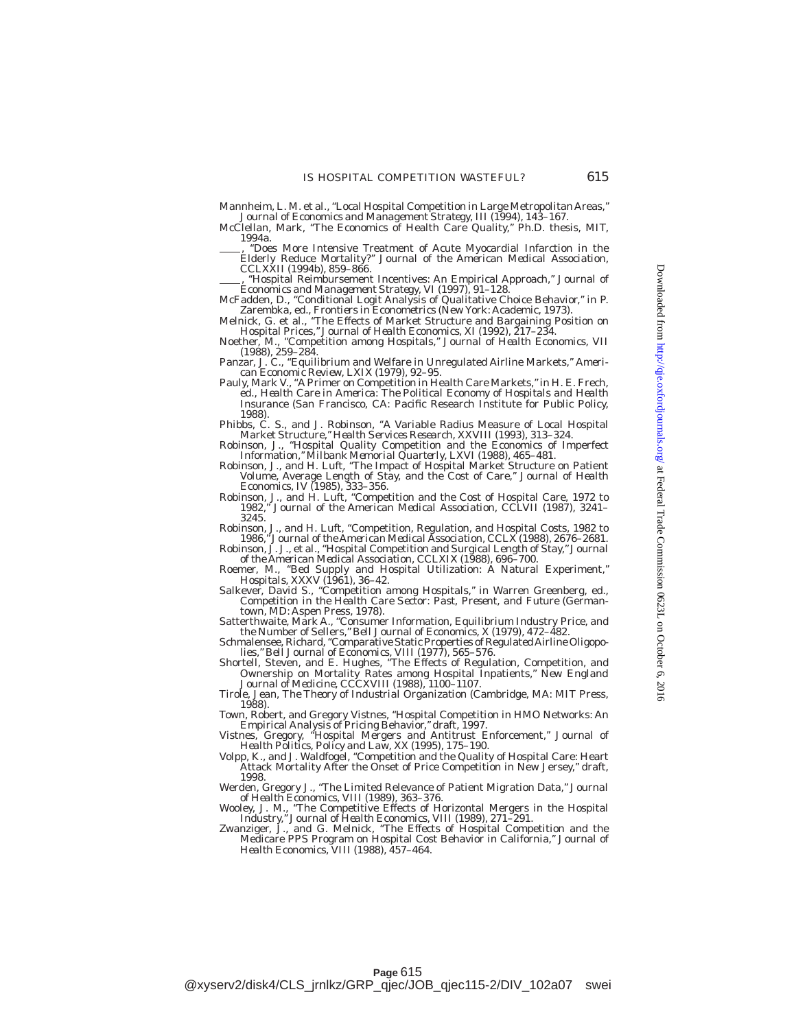Mannheim, L. M. et al., "Local Hospital Competition in Large Metropolitan Areas," *Journal of Economics and Management Strategy*, III (1994), 143–167.

McClellan, Mark, "The Economics of Health Care Quality," Ph.D. thesis, MIT, 1994a.

——, "Does More Intensive Treatment of Acute Myocardial Infarction in the Elderly Reduce Mortality?" *Journal of the American Medical Association*, CCLXXII (1994b), 859–866.

——, "Hospital Reimbursement Incentives: An Empirical Approach," *Journal of Economics and Management Strategy*, VI (1997), 91–128.

McFadden, D., "Conditional Logit Analysis of Qualitative Choice Behavior," in P. Zarembka, ed., *Frontiers in Econometrics* (New York: Academic, 1973).

Melnick, G. et al., "The Effects of Market Structure and Bargaining Position on Hospital Prices," *Journal of Health Economics*, XI (1992), 217–234.

Noether, M., "Competition among Hospitals," *Journal of Health Economics*, VII (1988), 259–284.

Panzar, J. C., "Equilibrium and Welfare in Unregulated Airline Markets," *American Economic Review*, LXIX (1979), 92–95.

Pauly, Mark V., "A Primer on Competition in Health Care Markets," in H. E. Frech, ed., *Health Care in America: The Political Economy of Hospitals and Health Insurance* (San Francisco, CA: Pacific Research Institute for Public Policy, 1988).

Phibbs, C. S., and J. Robinson, "A Variable Radius Measure of Local Hospital Market Structure," *Health Services Research*, XXVIII (1993), 313–324.

Robinson, J., "Hospital Quality Competition and the Economics of Imperfect Information," *Milbank Memorial Quarterly*, LXVI (1988), 465–481.

Robinson, J., and H. Luft, "The Impact of Hospital Market Structure on Patient Volume, Average Length of Stay, and the Cost of Care," *Journal of Health Economics*, IV (1985), 333–356.

Robinson, J., and H. Luft, "Competition and the Cost of Hospital Care, 1972 to 1982," *Journal of the American Medical Association*, CCLVII (1987), 3241–3245.

Robinson, J., and H. Luft, "Competition, Regulation, and Hospital Costs, 1982 to 1986," *Journal of the American Medical Association*, CCLX (1988), 2676–2681.

Robinson, J. J., et al., "Hospital Competition and Surgical Length of Stay," *Journal of the American Medical Association*, CCLXIX (1988), 696–700.

Roemer, M., "Bed Supply and Hospital Utilization: A Natural Experiment," *Hospitals*, XXXV (1961), 36–42.

Salkever, David S., "Competition among Hospitals," in Warren Greenberg, ed., *Competition in the Health Care Sector: Past, Present, and Future* (Germantown, MD: Aspen Press, 1978).

Satterthwaite, Mark A., "Consumer Information, Equilibrium Industry Price, and the Number of Sellers," *Bell Journal of Economics*, X (1979), 472–482.

Schmalensee, Richard, "Comparative Static Properties of Regulated Airline Oligopolies," *Bell Journal of Economics*, VIII (1977), 565–576.

Shortell, Steven, and E. Hughes, "The Effects of Regulation, Competition, and Ownership on Mortality Rates among Hospital Inpatients," *New England Journal of Medicine*, CCCXVIII (1988), 1100–1107.

Tirole, Jean, *The Theory of Industrial Organization* (Cambridge, MA: MIT Press, 1988).

Town, Robert, and Gregory Vistnes, "Hospital Competition in HMO Networks: An Empirical Analysis of Pricing Behavior," draft, 1997.

Vistnes, Gregory, "Hospital Mergers and Antitrust Enforcement," *Journal of Health Politics, Policy and Law*, XX (1995), 175–190.

Volpp, K., and J. Waldfogel, "Competition and the Quality of Hospital Care: Heart Attack Mortality After the Onset of Price Competition in New Jersey," draft, 1998.

Werden, Gregory J., "The Limited Relevance of Patient Migration Data," *Journal of Health Economics*, VIII (1989), 363–376.

Wooley, J. M., "The Competitive Effects of Horizontal Mergers in the Hospital Industry," *Journal of Health Economics*, VIII (1989), 271–291.

Zwanziger, J., and G. Melnick, "The Effects of Hospital Competition and the Medicare PPS Program on Hospital Cost Behavior in California," *Journal of Health Economics*, VIII (1988), 457–464.